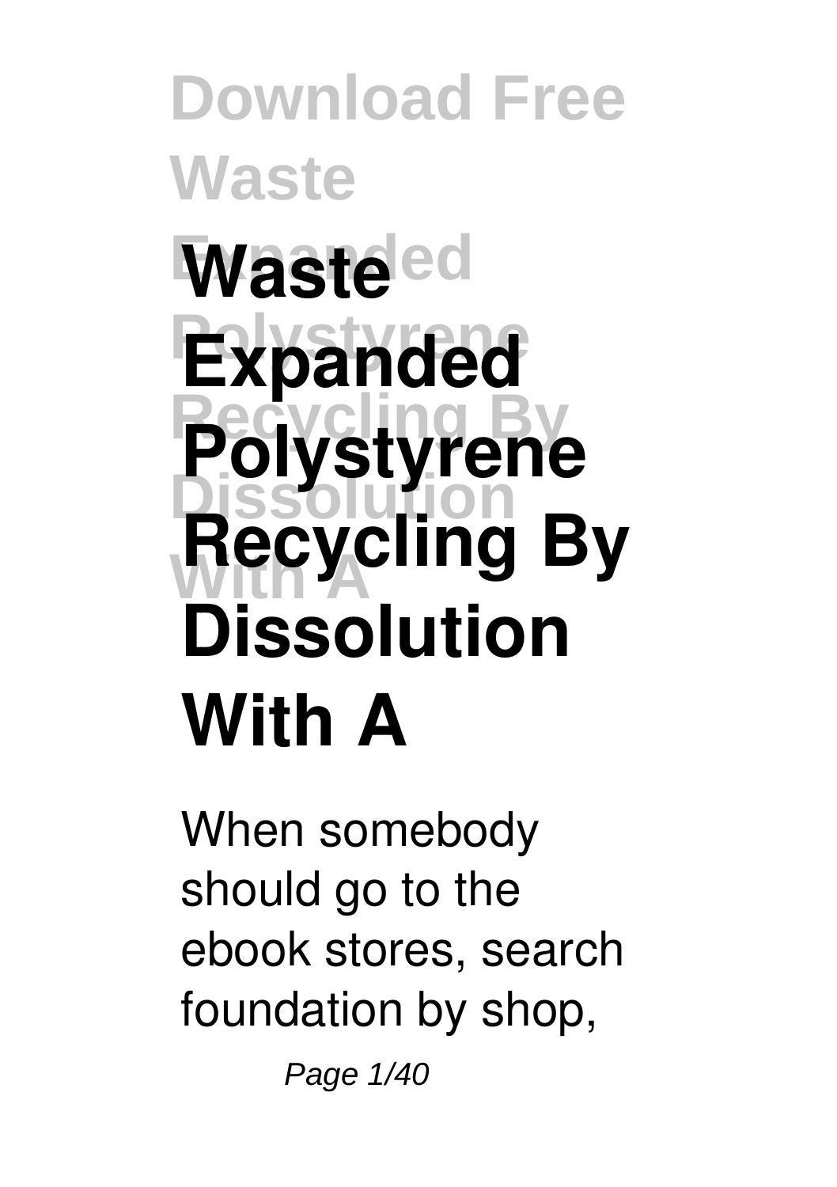# Download Free Waste Expanded Polystyrene Recycling By Dissolution With A

# Waste Expanded Polystyrene Recycling By Dissolution With A

When somebody should go to the ebook stores, search foundation by shop,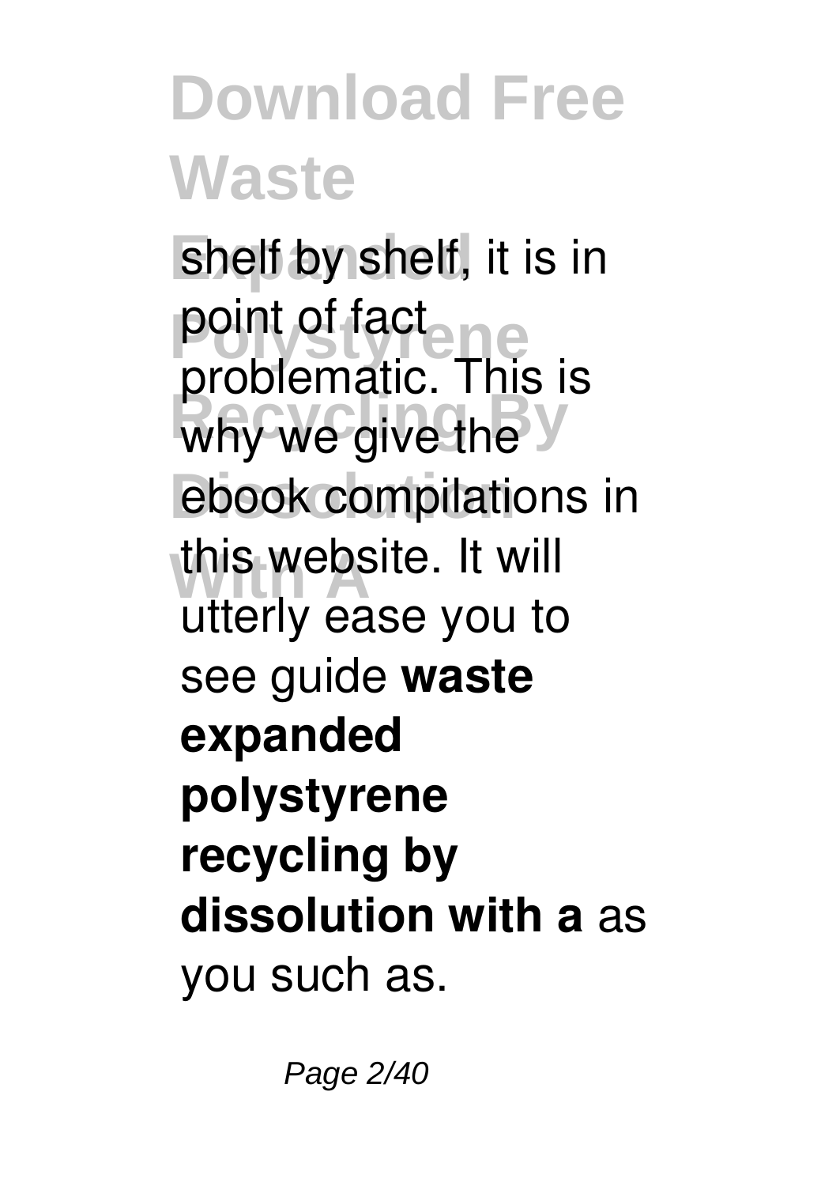shelf by shelf, it is in point of fact problematic. This is why we give the ebook compilations in this website. It will utterly ease you to see guide **waste expanded polystyrene recycling by dissolution with a** as you such as.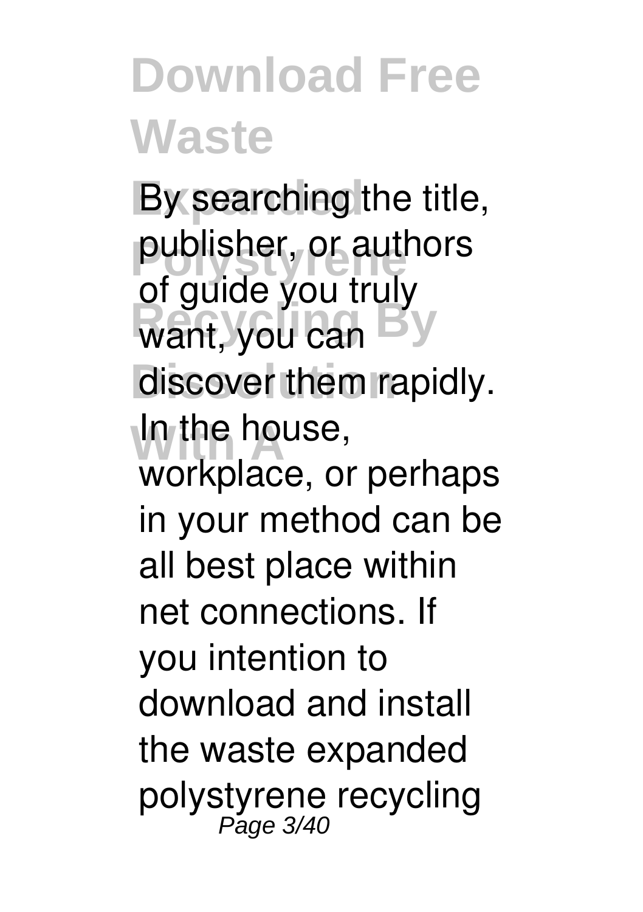By searching the title, publisher, or authors of guide you truly want, you can discover them rapidly. In the house, workplace, or perhaps in your method can be all best place within net connections. If you intention to download and install the waste expanded polystyrene recycling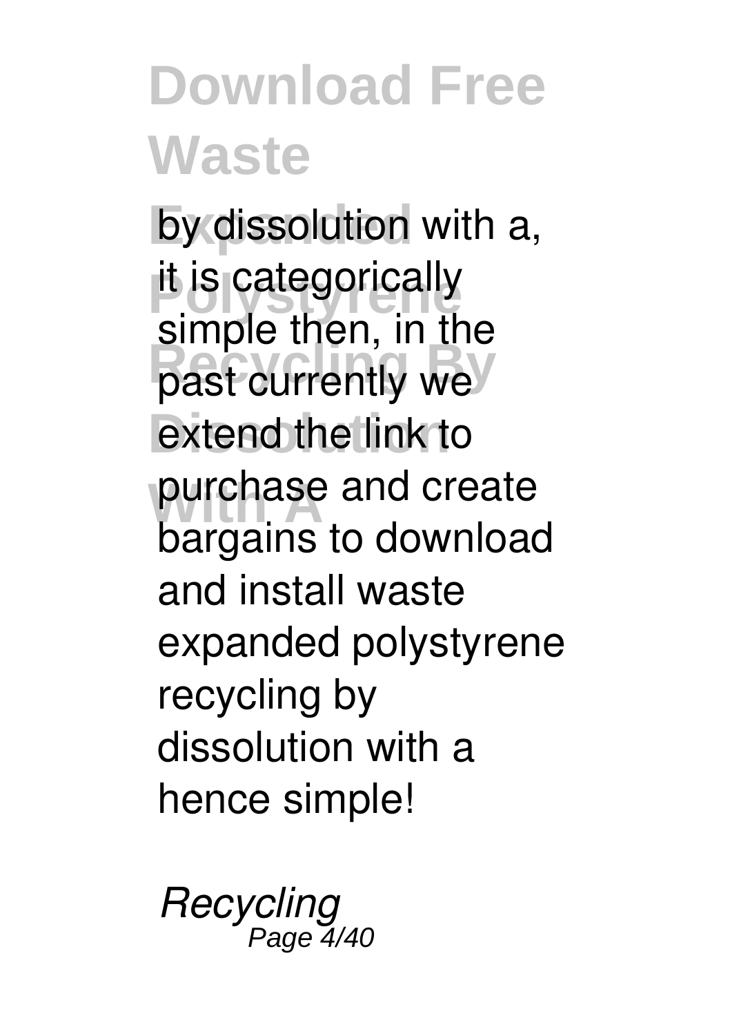by dissolution with a, it is categorically simple then, in the past currently we extend the link to purchase and create bargains to download and install waste expanded polystyrene recycling by dissolution with a hence simple!

*Recycling*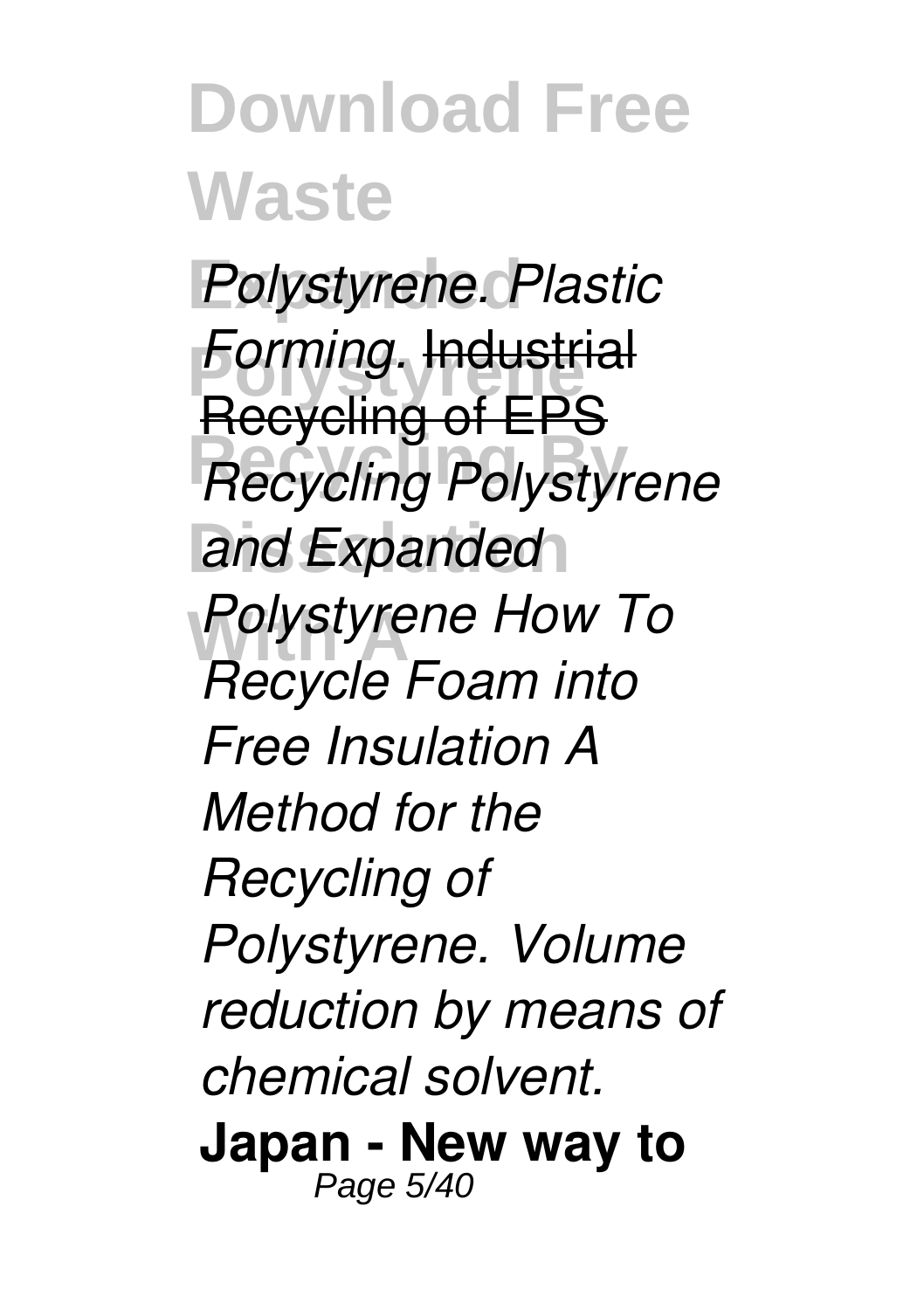*Polystyrene. Plastic Forming.* Industrial Recycling of EPS *Recycling Polystyrene and Expanded Polystyrene How To Recycle Foam into Free Insulation A Method for the Recycling of Polystyrene. Volume reduction by means of chemical solvent.* **Japan - New way to**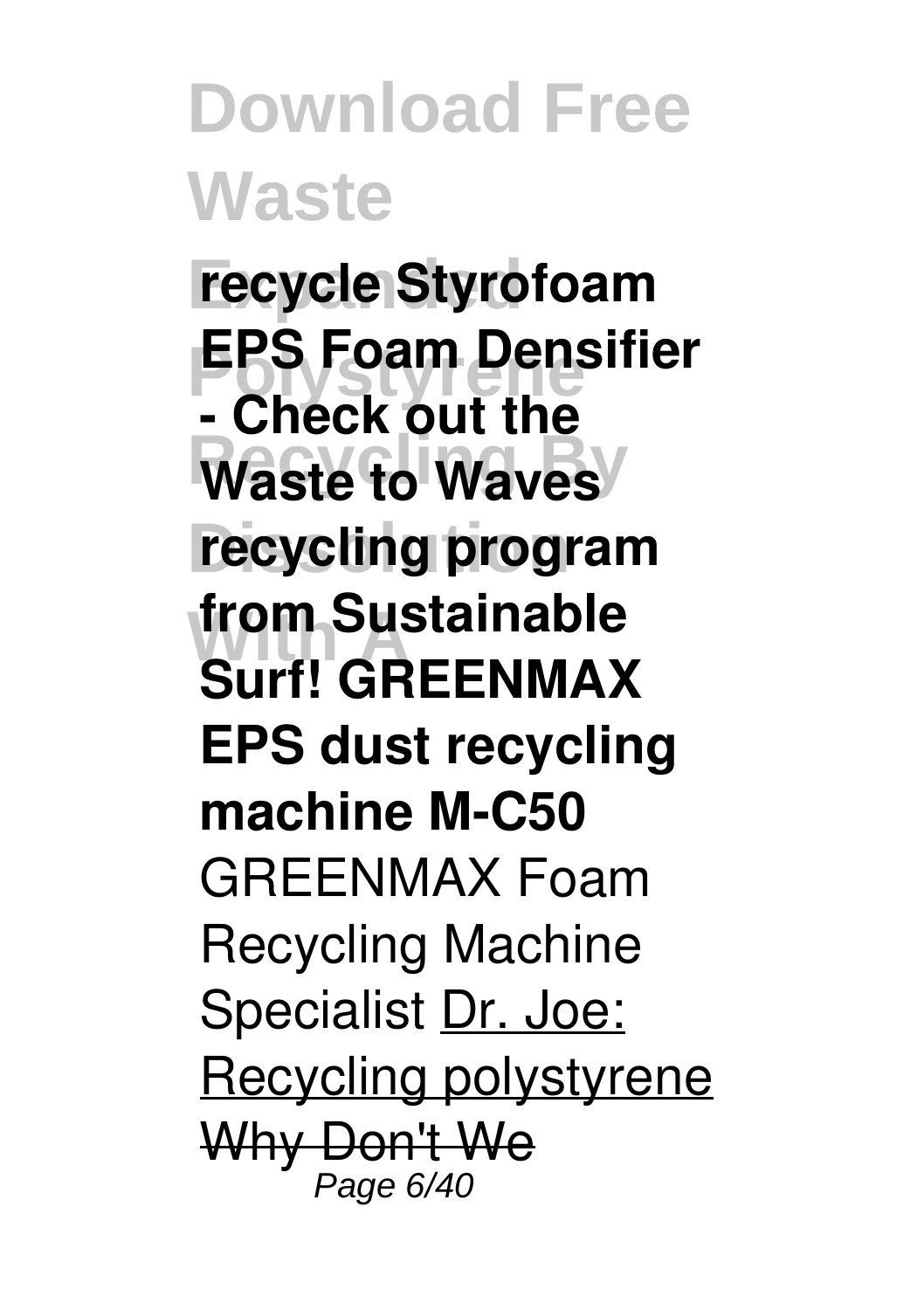**recycle Styrofoam EPS Foam Densifier - Check out the Waste to Waves recycling program from Sustainable Surf! GREENMAX EPS dust recycling machine M-C50** GREENMAX Foam Recycling Machine Specialist Dr. Joe: Recycling polystyrene Why Don't We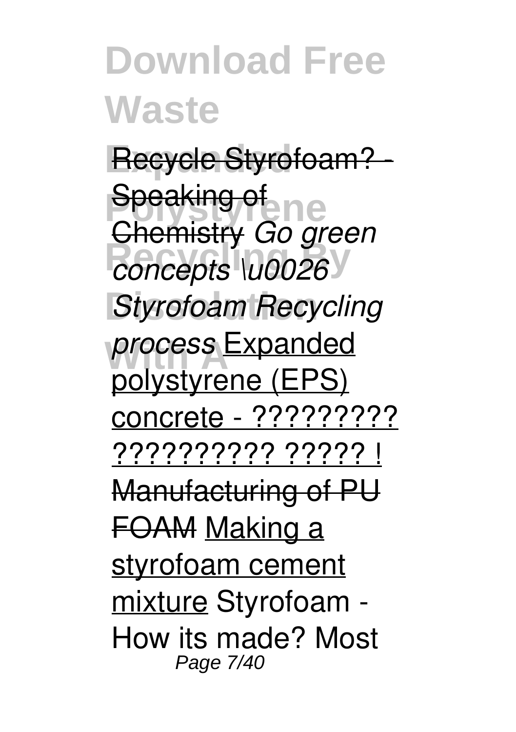Recycle Styrofoam? - Speaking of Chemistry *Go green concepts \u0026 Styrofoam Recycling process* Expanded polystyrene (EPS) concrete - ????????? ?????????? ????? ! Manufacturing of PU FOAM Making a styrofoam cement mixture Styrofoam - How its made? Most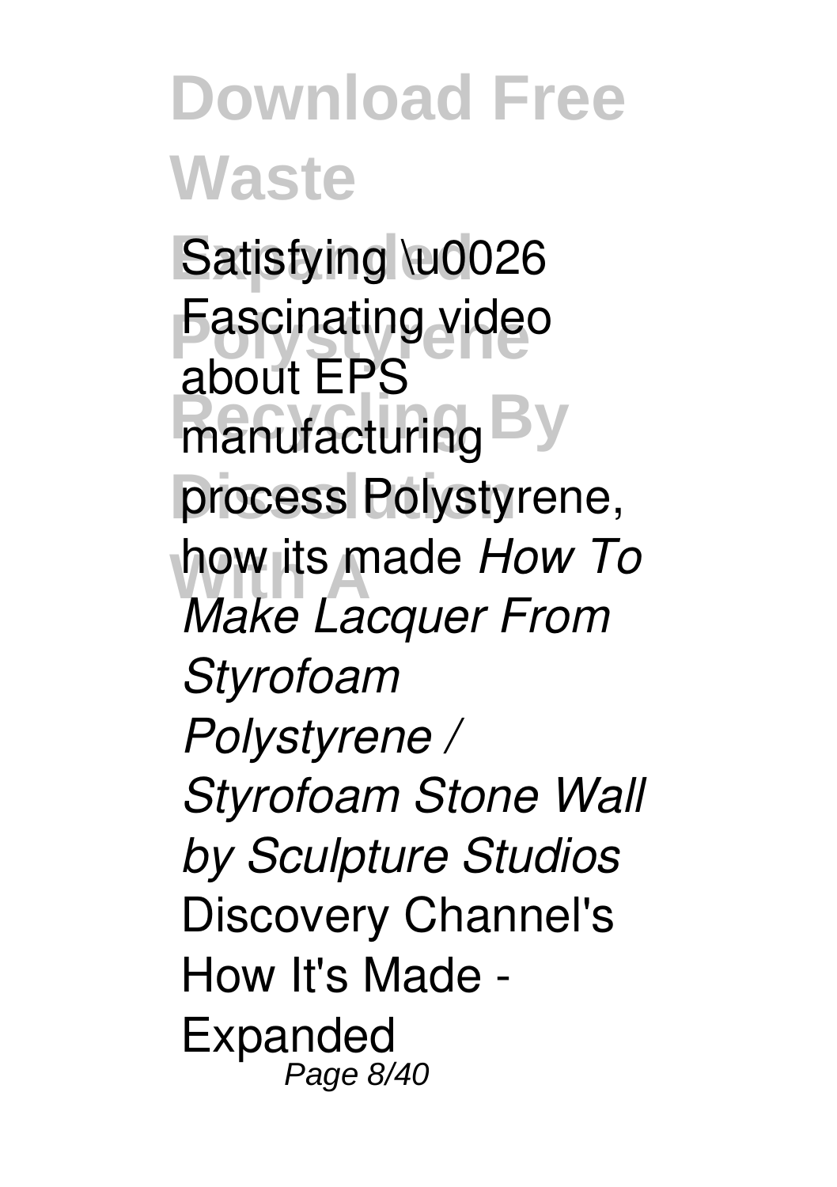Satisfying \u0026 Fascinating video about EPS manufacturing process Polystyrene, how its made *How To Make Lacquer From Styrofoam Polystyrene / Styrofoam Stone Wall by Sculpture Studios* Discovery Channel's How It's Made - Expanded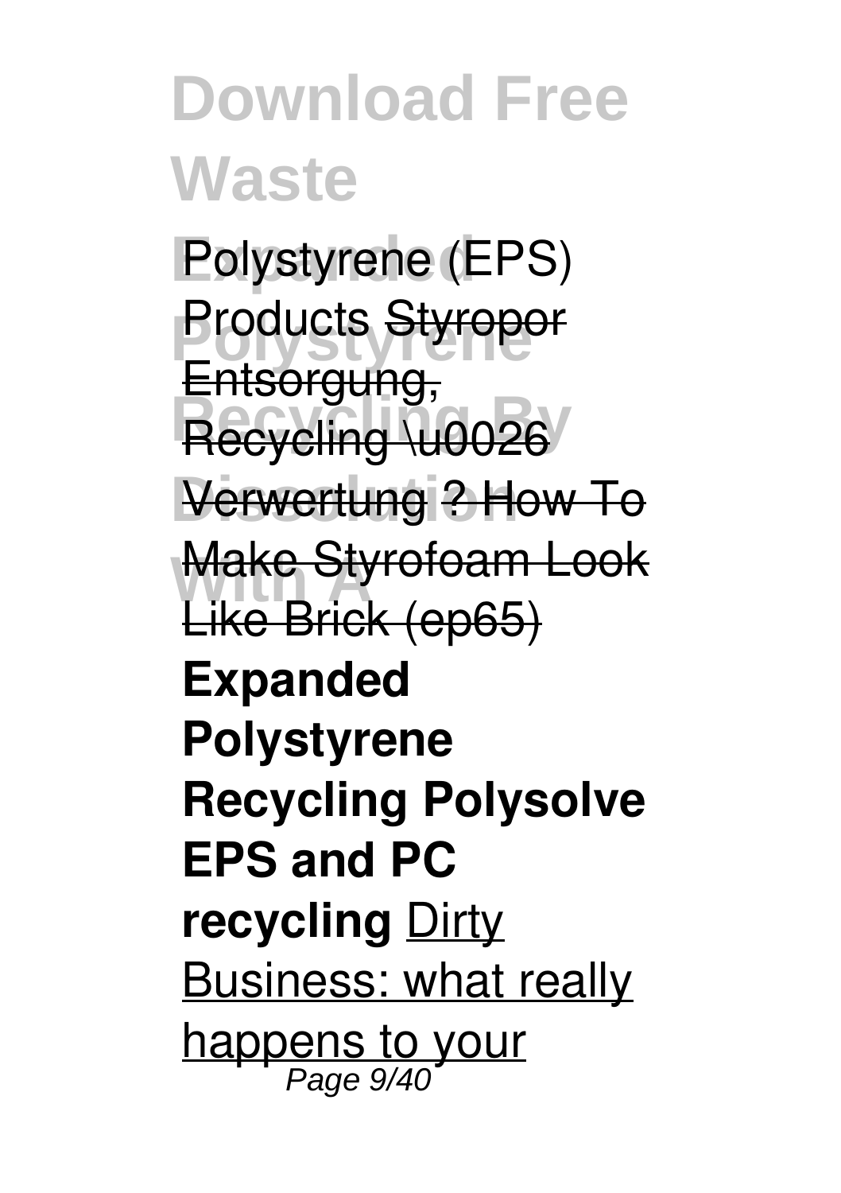Polystyrene (EPS) Products Styropor Entsorgung, Recycling \u0026 Verwertung ? How To Make Styrofoam Look Like Brick (ep65) **Expanded Polystyrene Recycling Polysolve EPS and PC recycling** Dirty Business: what really happens to your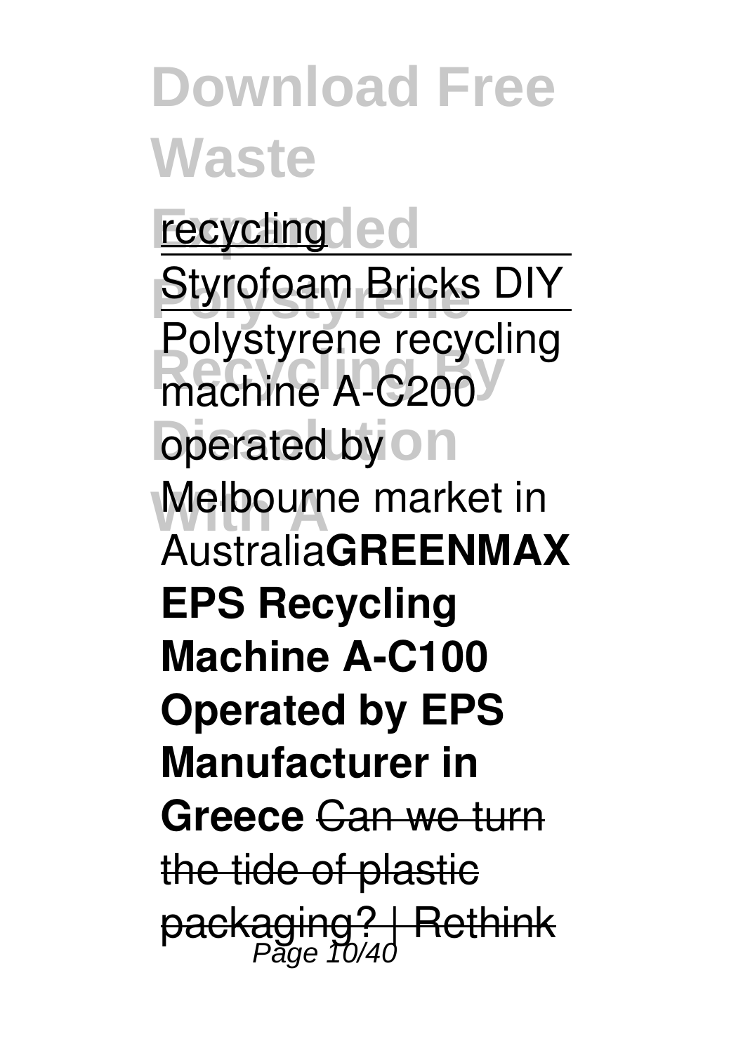recycling

Styrofoam Bricks DIY

Polystyrene recycling machine A-C200 operated by Melbourne market in Australia **GREENMAX EPS Recycling Machine A-C100 Operated by EPS Manufacturer in Greece** ~~Can we turn the tide of plastic packaging? | Rethink~~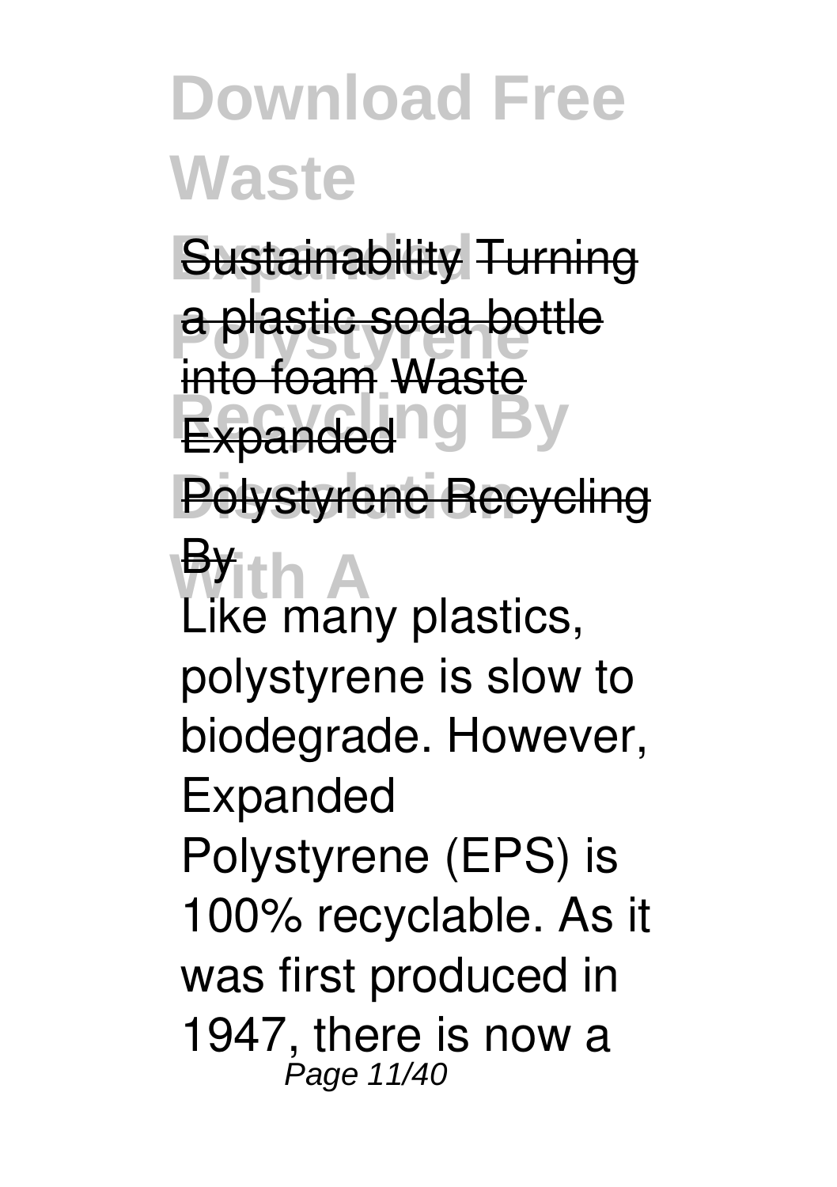Sustainability Turning a plastic soda bottle into foam Waste Expanded Polystyrene Recycling By

Like many plastics, polystyrene is slow to biodegrade. However, Expanded Polystyrene (EPS) is 100% recyclable. As it was first produced in 1947, there is now a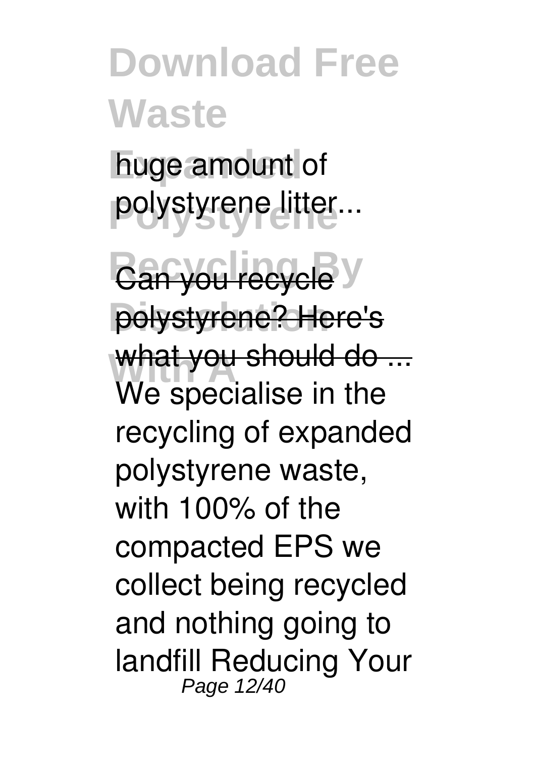huge amount of polystyrene litter...

Can you recycle polystyrene? Here's what you should do ...

We specialise in the recycling of expanded polystyrene waste, with 100% of the compacted EPS we collect being recycled and nothing going to landfill Reducing Your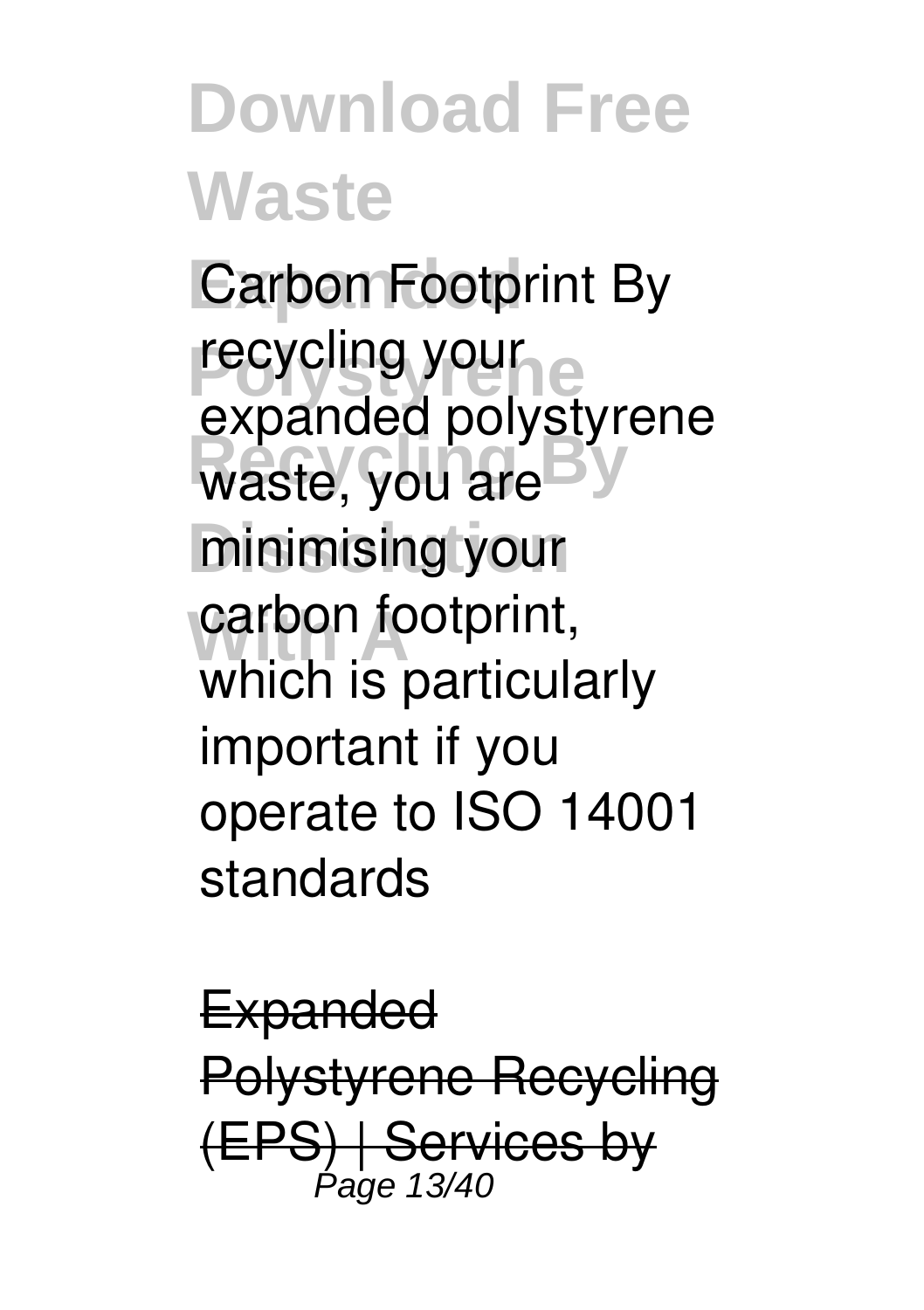Carbon Footprint By recycling your expanded polystyrene waste, you are minimising your carbon footprint, which is particularly important if you operate to ISO 14001 standards

~~Expanded Polystyrene Recycling (EPS) | Services by~~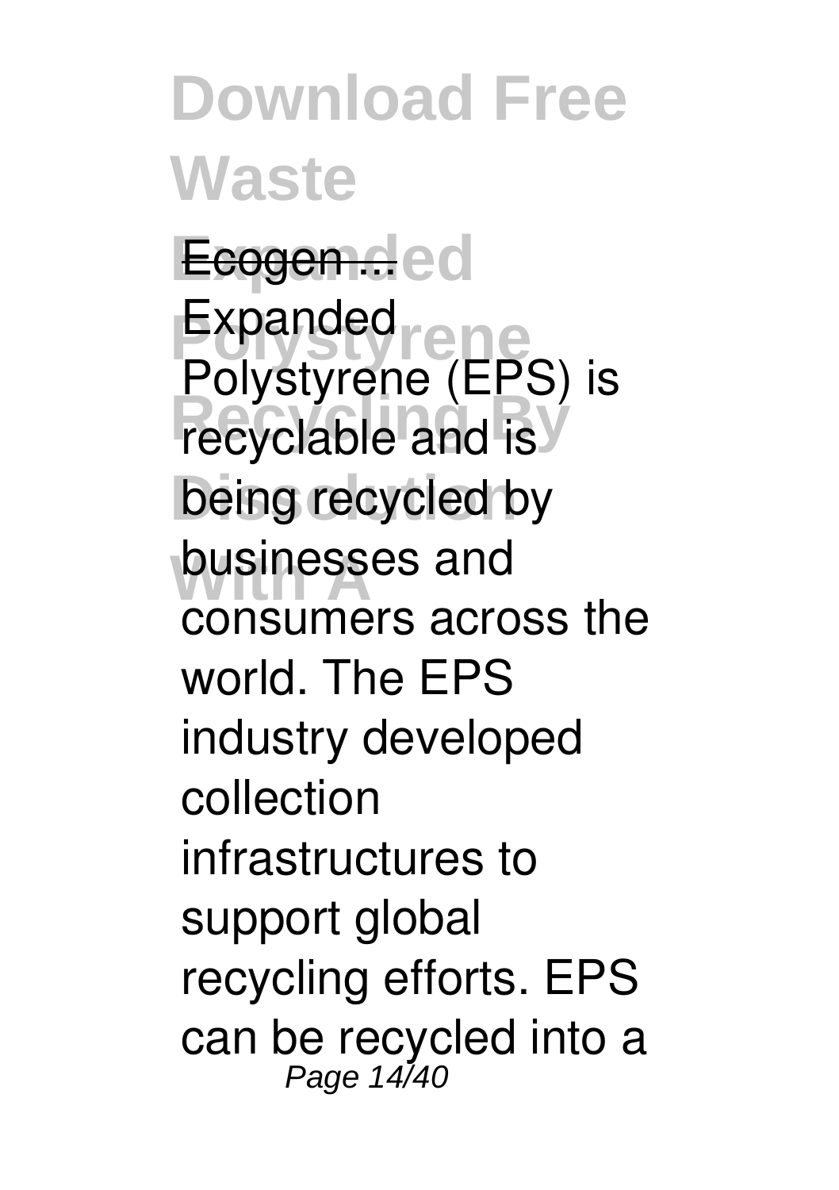Ecogen ...

Expanded Polystyrene (EPS) is recyclable and is being recycled by businesses and consumers across the world. The EPS industry developed collection infrastructures to support global recycling efforts. EPS can be recycled into a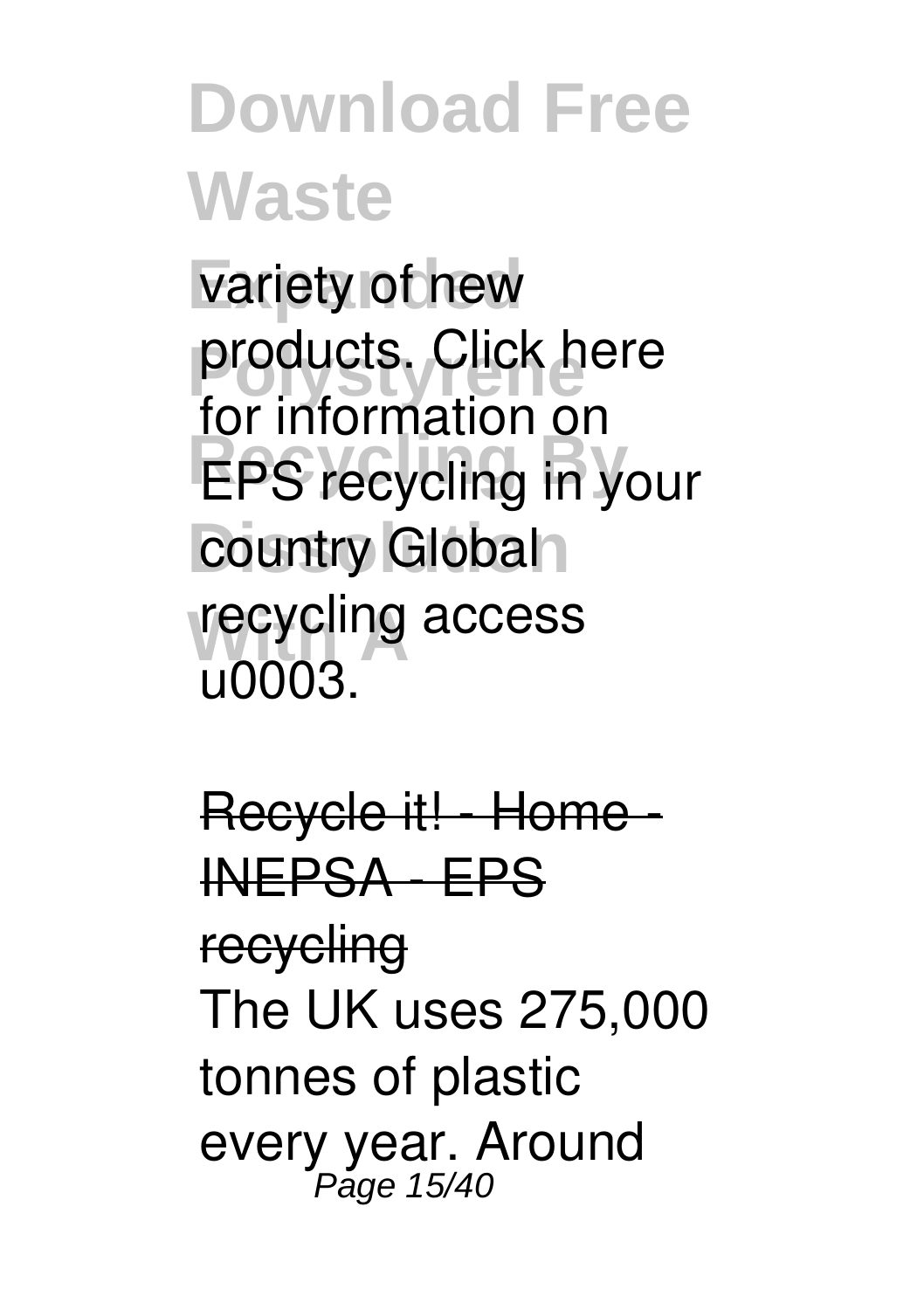variety of new products. Click here for information on EPS recycling in your country Global recycling access u0003.

Recycle it! - Home - INEPSA - EPS recycling

The UK uses 275,000 tonnes of plastic every year. Around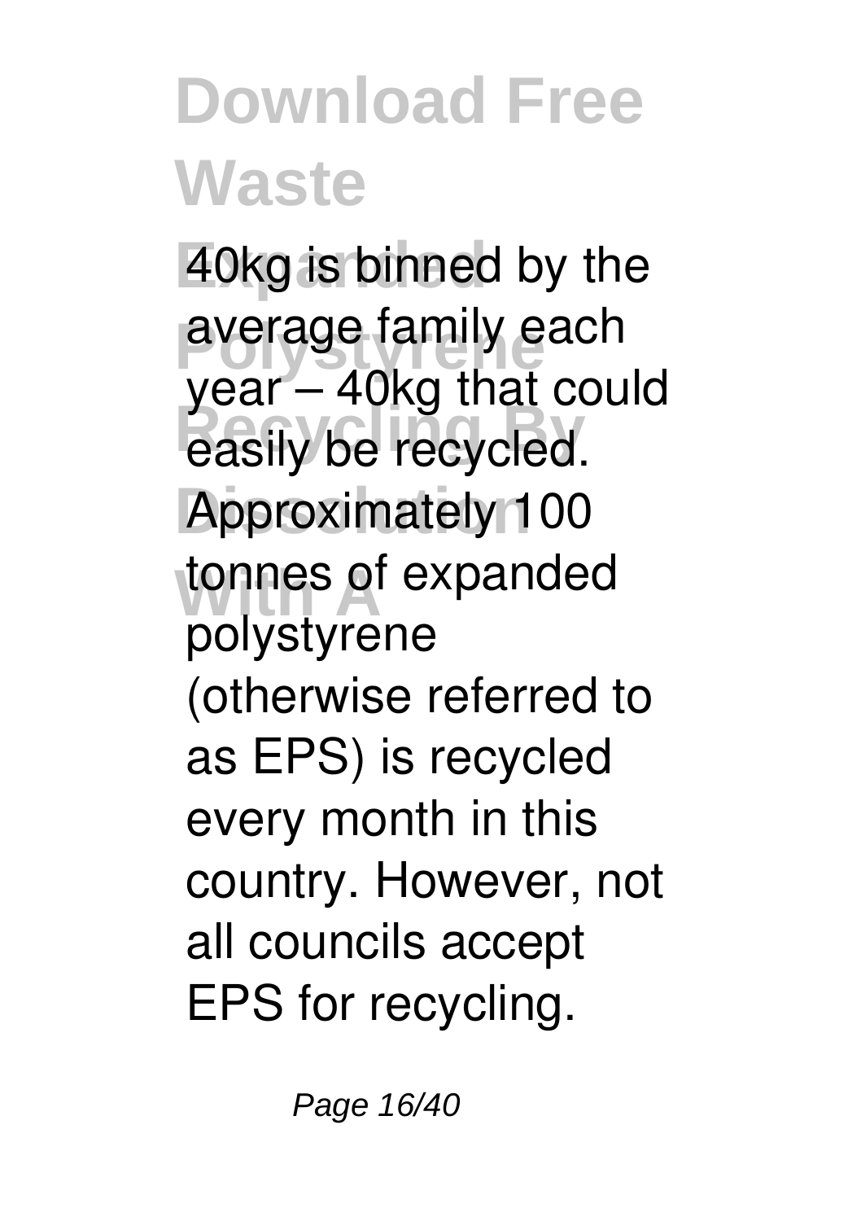40kg is binned by the average family each year – 40kg that could easily be recycled. Approximately 100 tonnes of expanded polystyrene (otherwise referred to as EPS) is recycled every month in this country. However, not all councils accept EPS for recycling.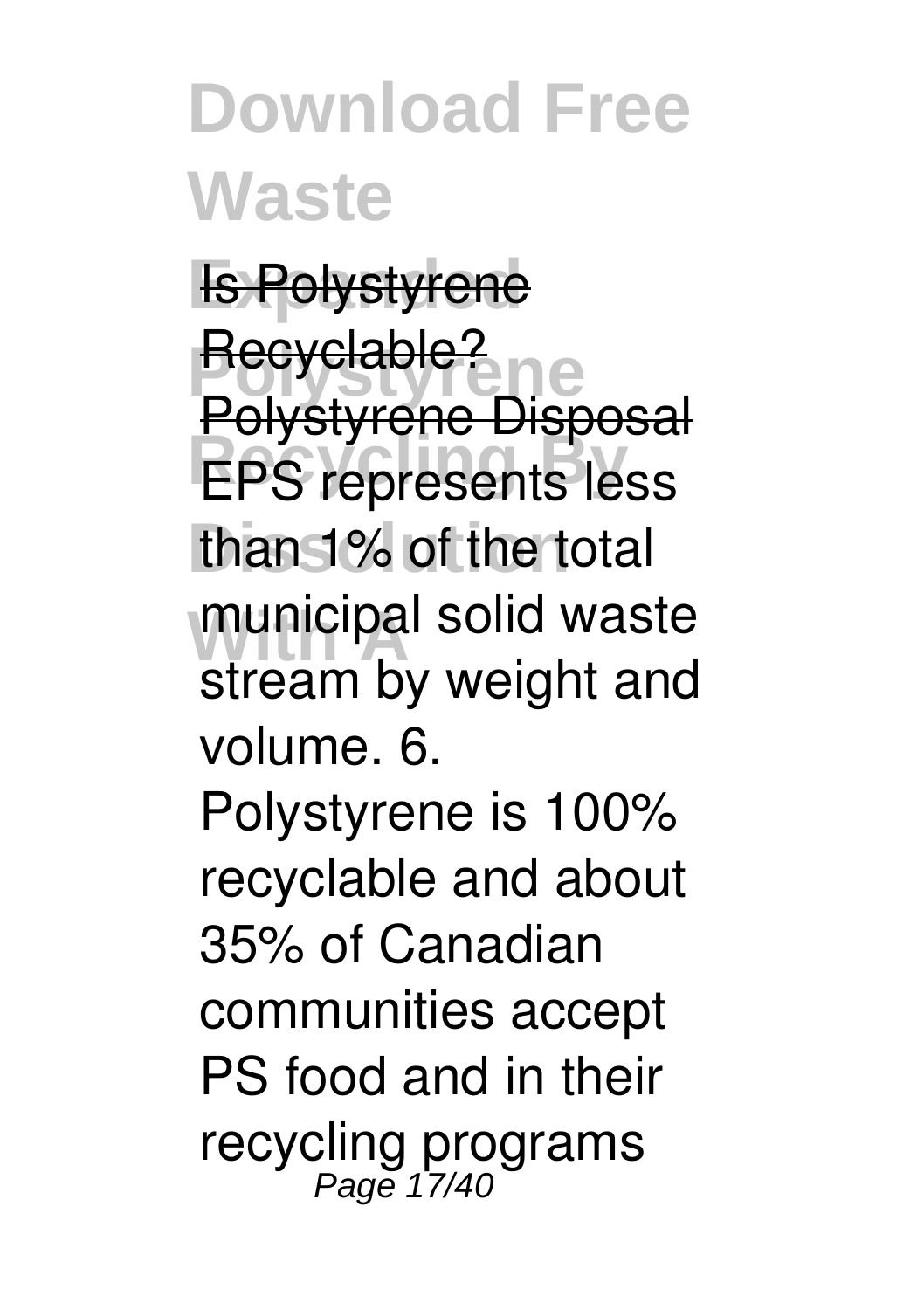~~Is Polystyrene Recyclable?~~ ~~Polystyrene Disposal~~

EPS represents less than 1% of the total municipal solid waste stream by weight and volume. 6. Polystyrene is 100% recyclable and about 35% of Canadian communities accept PS food and in their recycling programs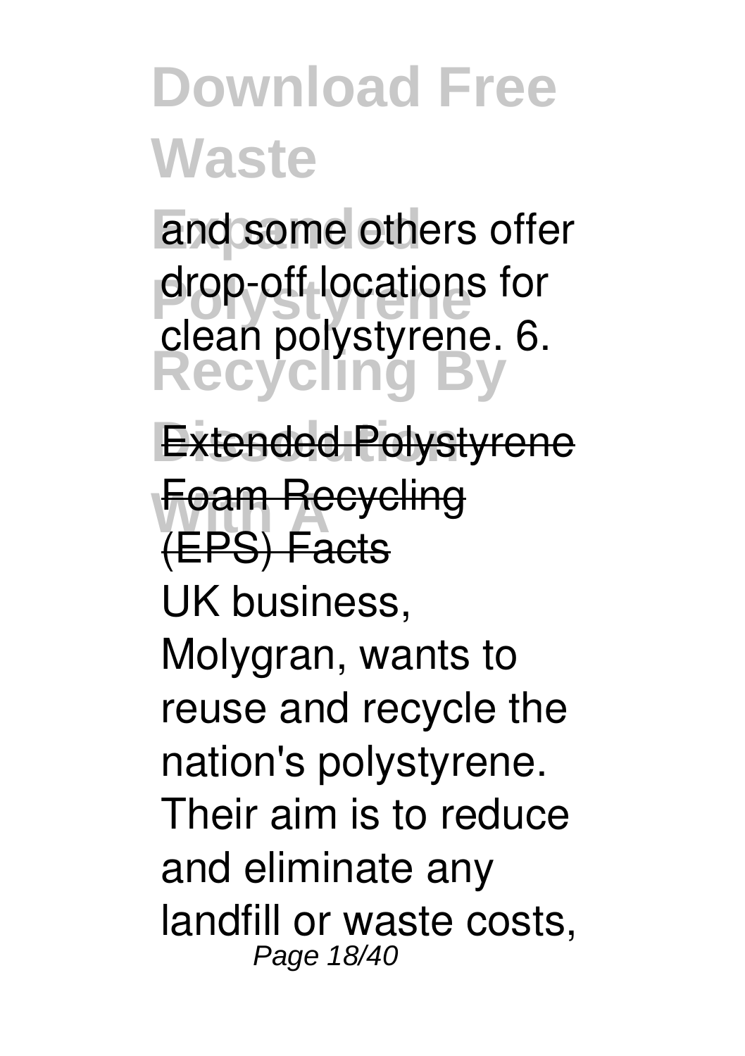and some others offer drop-off locations for clean polystyrene. 6.

## Extended Polystyrene Foam Recycling (EPS) Facts

UK business, Molygran, wants to reuse and recycle the nation's polystyrene. Their aim is to reduce and eliminate any landfill or waste costs,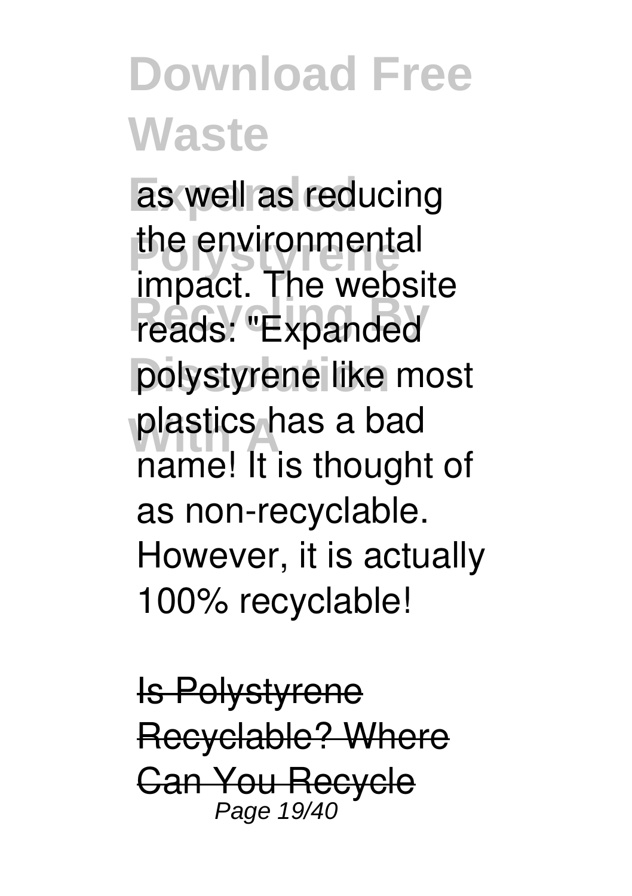as well as reducing the environmental impact. The website reads: "Expanded polystyrene like most plastics has a bad name! It is thought of as non-recyclable. However, it is actually 100% recyclable!

~~Is Polystyrene Recyclable? Where Can You Recycle~~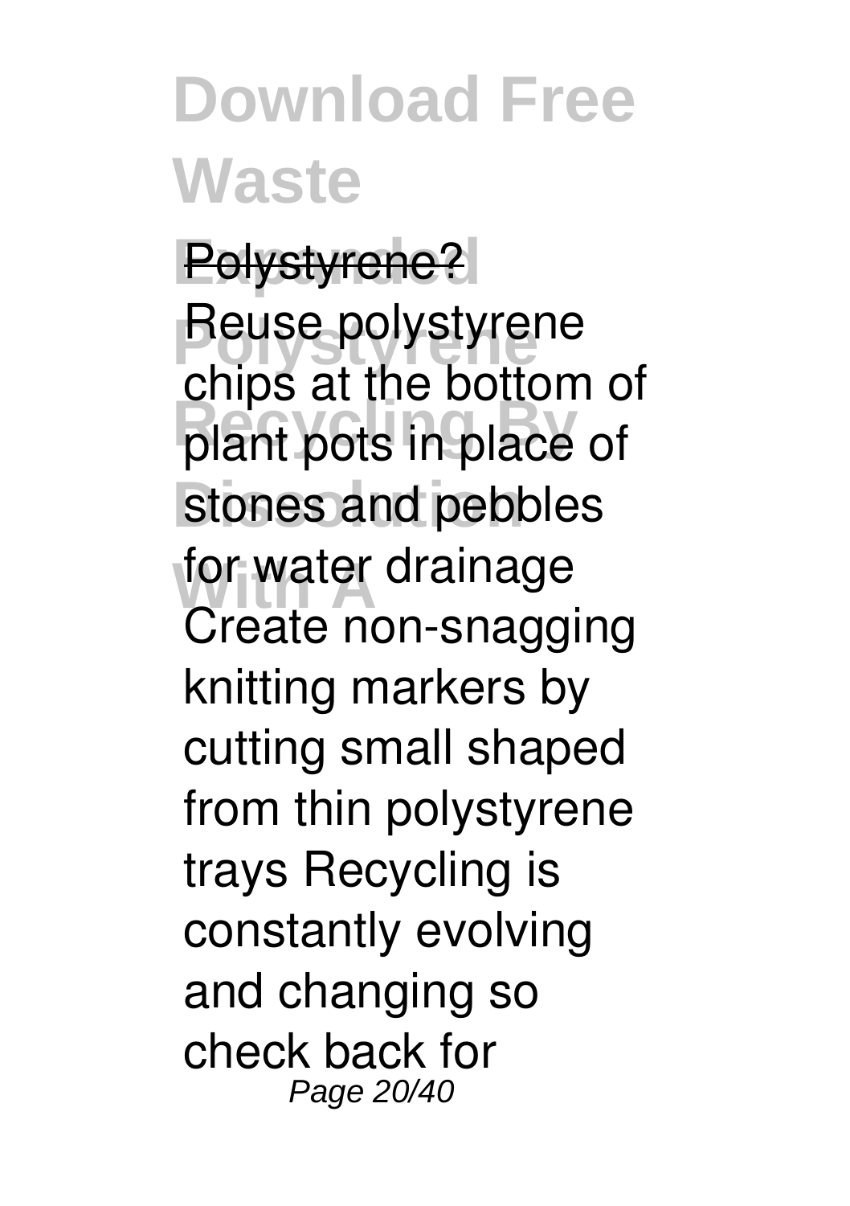Polystyrene?

Reuse polystyrene chips at the bottom of plant pots in place of stones and pebbles for water drainage Create non-snagging knitting markers by cutting small shaped from thin polystyrene trays Recycling is constantly evolving and changing so check back for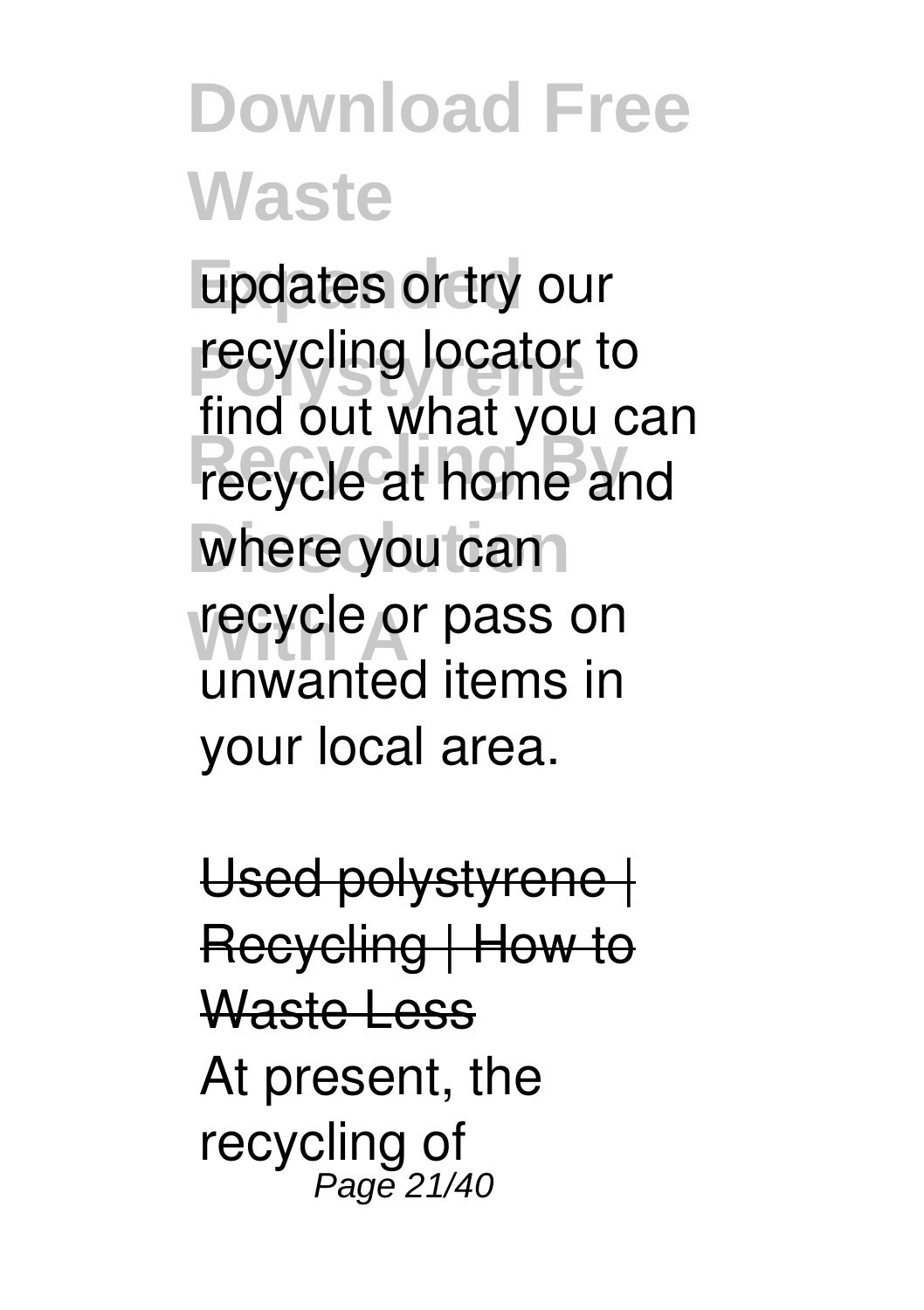updates or try our recycling locator to find out what you can recycle at home and where you can recycle or pass on unwanted items in your local area.

Used polystyrene | Recycling | How to Waste Less

At present, the recycling of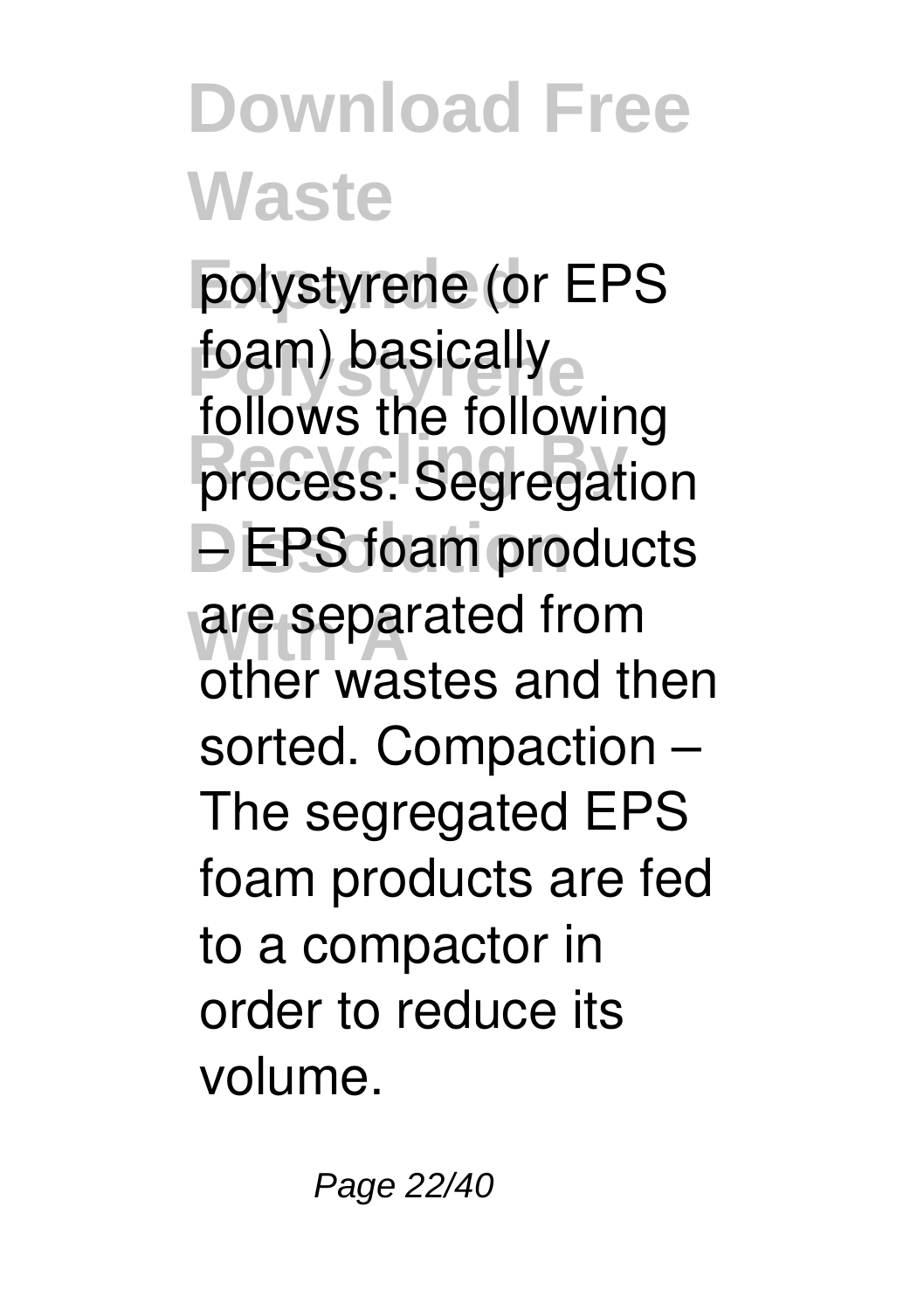polystyrene (or EPS foam) basically follows the following process: Segregation – EPS foam products are separated from other wastes and then sorted. Compaction – The segregated EPS foam products are fed to a compactor in order to reduce its volume.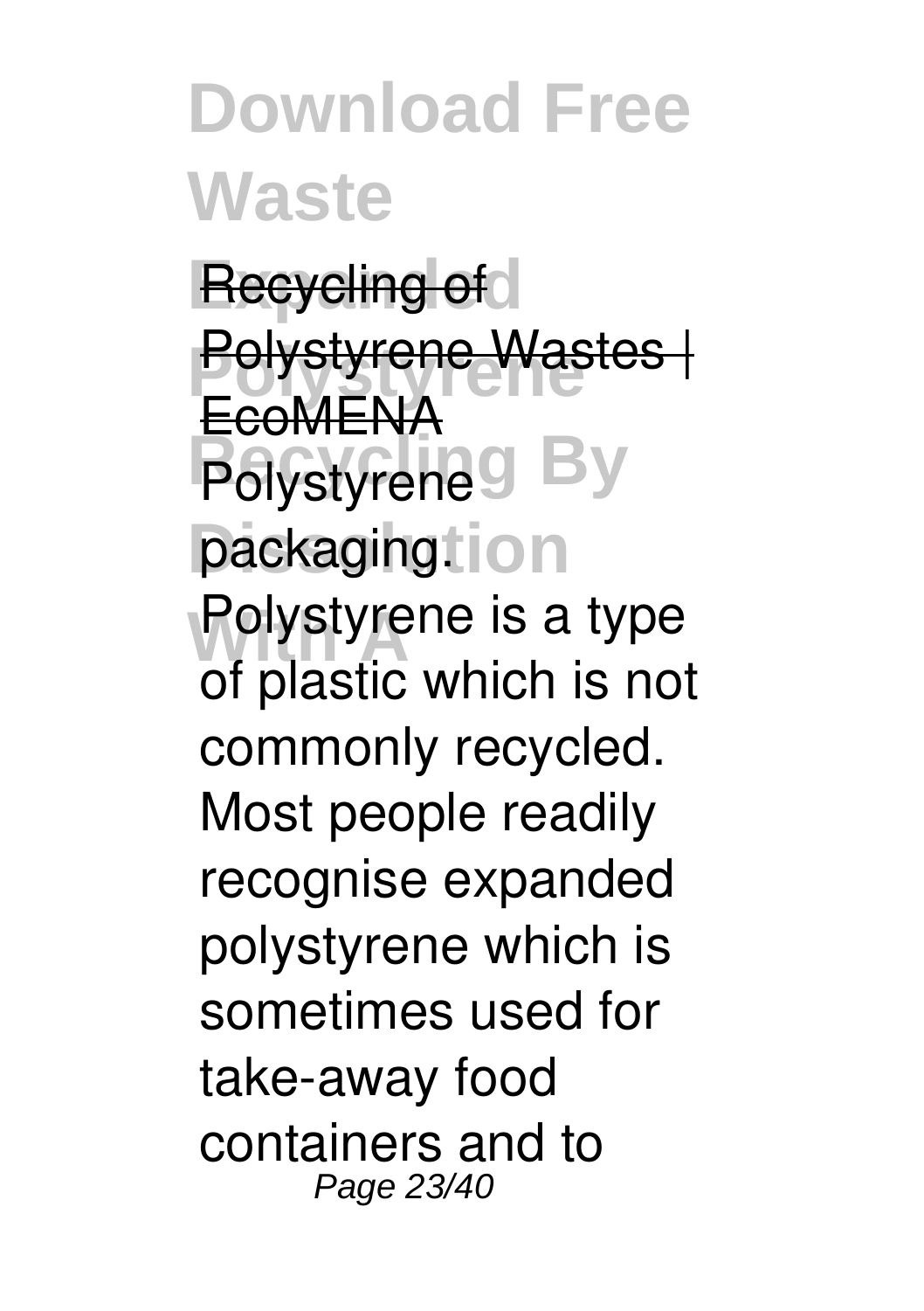Recycling of Polystyrene Wastes | EcoMENA

Polystyrene packaging. Polystyrene is a type of plastic which is not commonly recycled. Most people readily recognise expanded polystyrene which is sometimes used for take-away food containers and to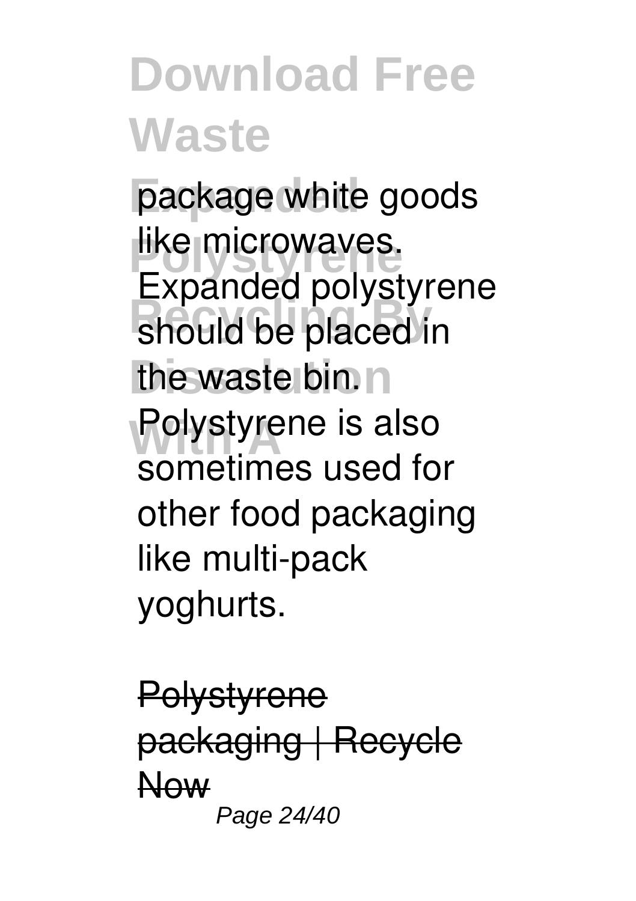package white goods like microwaves. Expanded polystyrene should be placed in the waste bin. Polystyrene is also sometimes used for other food packaging like multi-pack yoghurts.

Polystyrene packaging | Recycle Now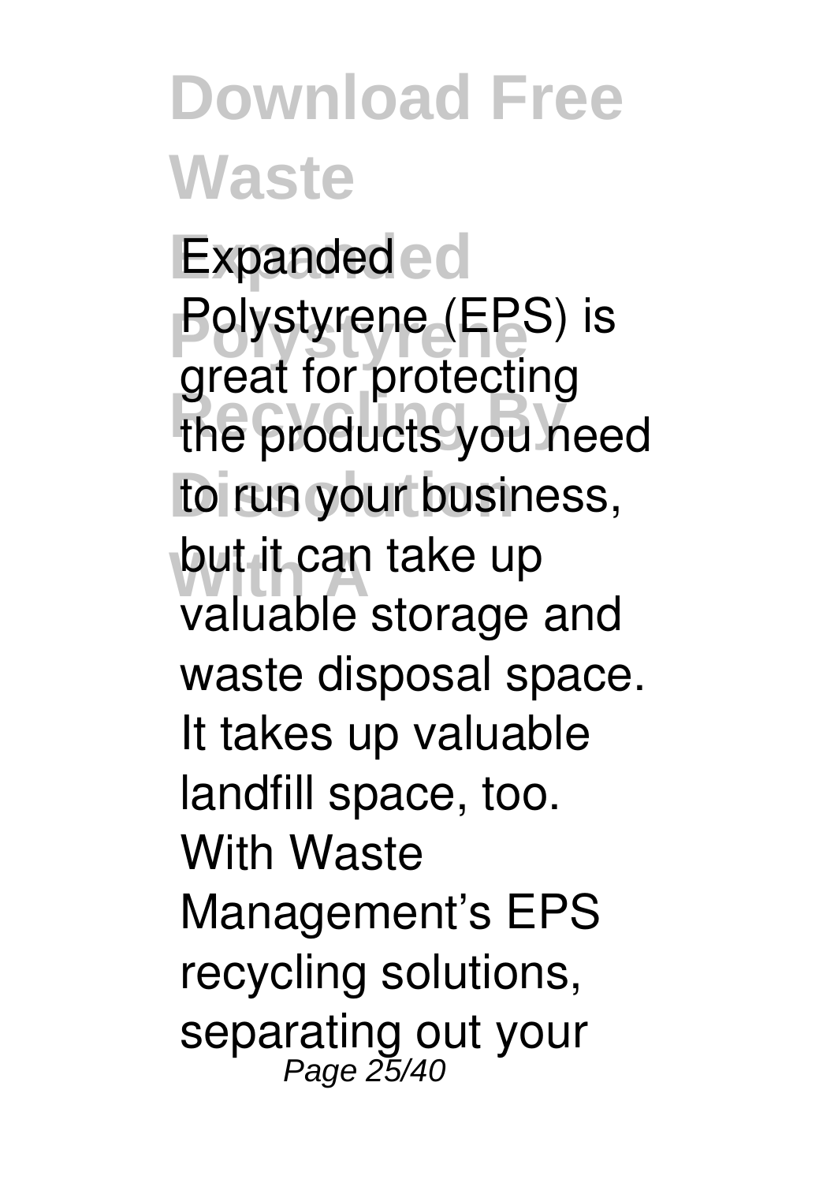Expanded Polystyrene (EPS) is great for protecting the products you need to run your business, but it can take up valuable storage and waste disposal space. It takes up valuable landfill space, too. With Waste Management's EPS recycling solutions, separating out your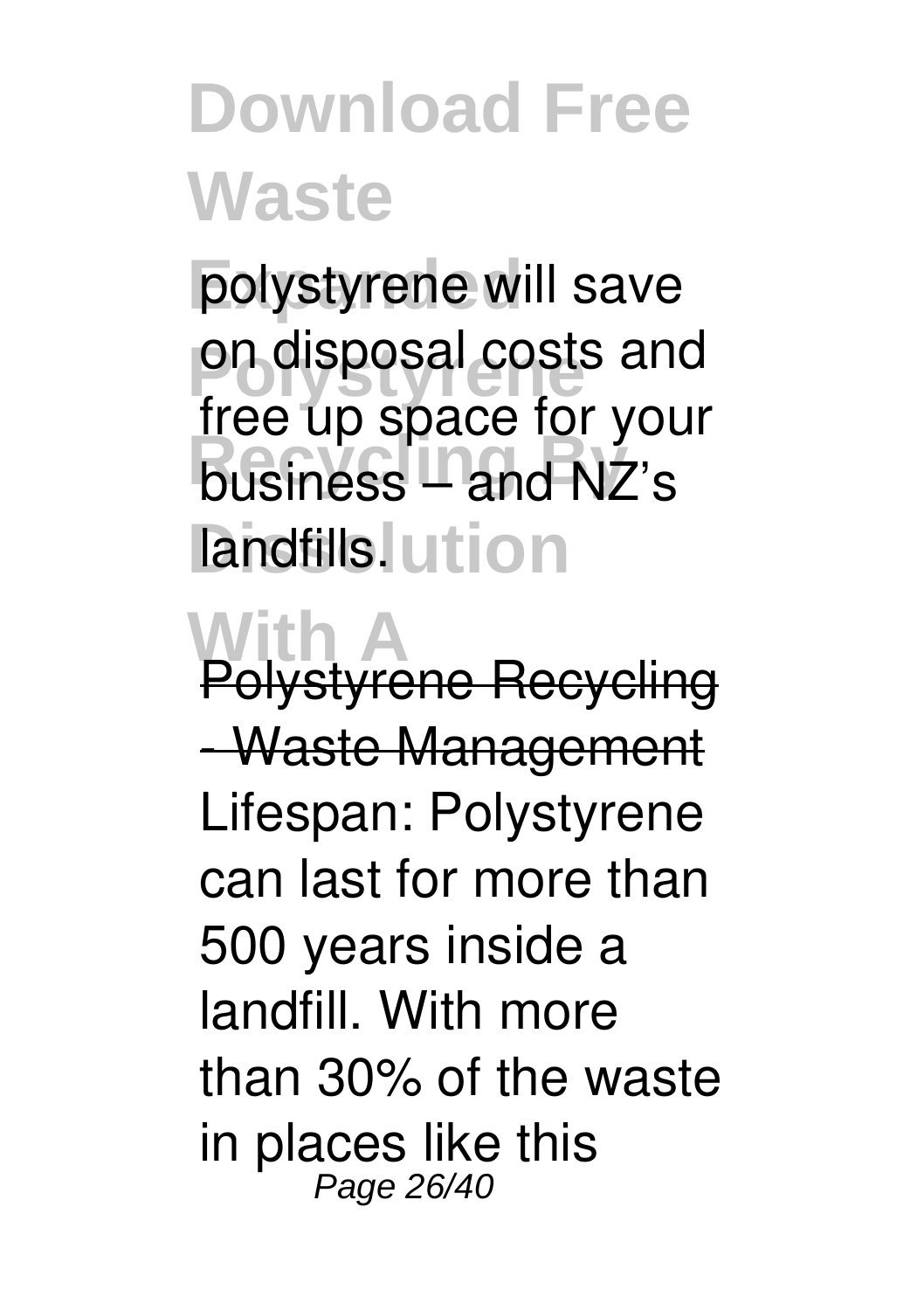polystyrene will save on disposal costs and free up space for your business – and NZ's landfills.

Polystyrene Recycling - Waste Management

Lifespan: Polystyrene can last for more than 500 years inside a landfill. With more than 30% of the waste in places like this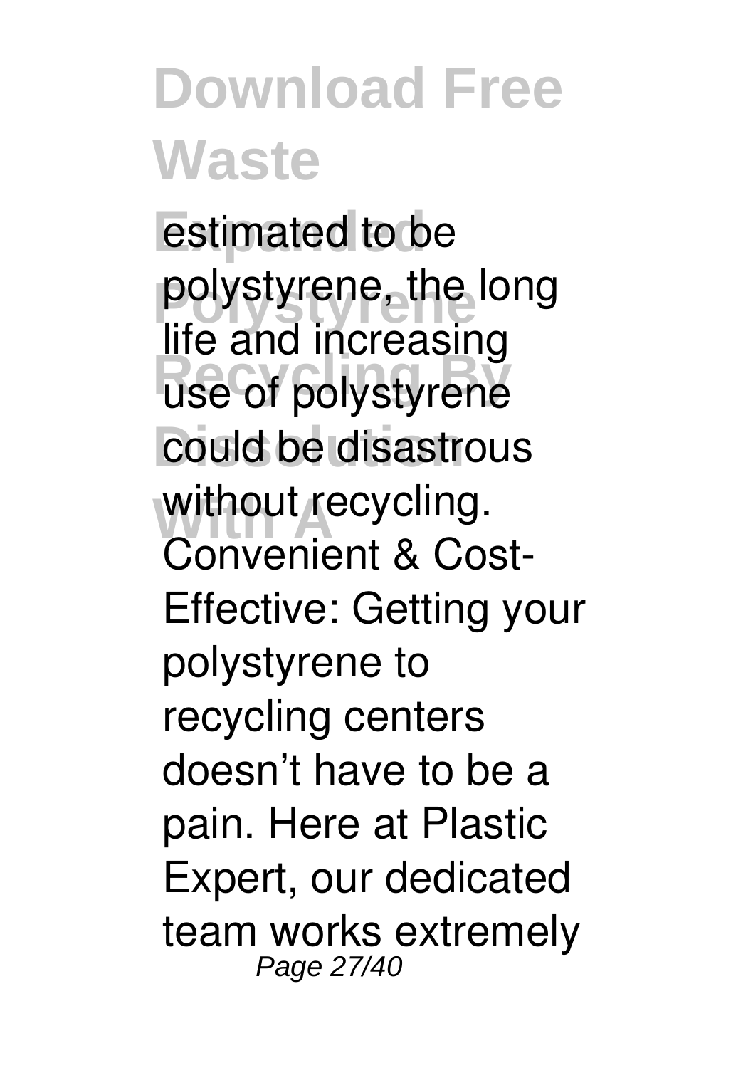estimated to be polystyrene, the long life and increasing use of polystyrene could be disastrous without recycling. Convenient & Cost-Effective: Getting your polystyrene to recycling centers doesn't have to be a pain. Here at Plastic Expert, our dedicated team works extremely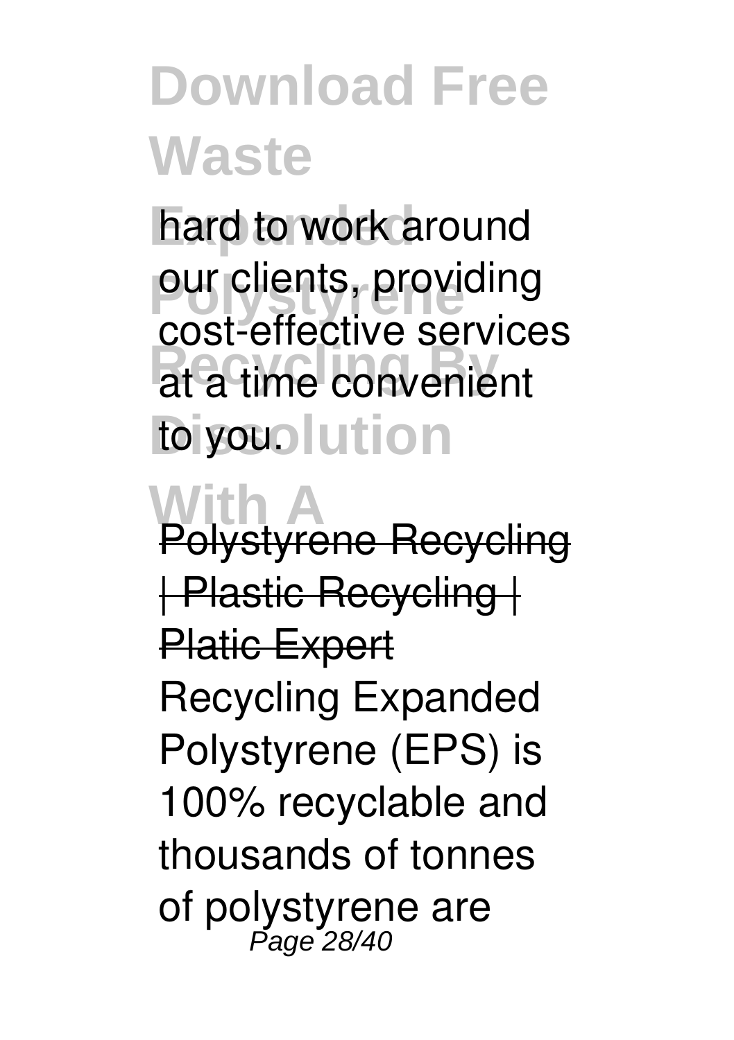hard to work around our clients, providing cost-effective services at a time convenient to you.

Polystyrene Recycling | Plastic Recycling | Platic Expert

Recycling Expanded Polystyrene (EPS) is 100% recyclable and thousands of tonnes of polystyrene are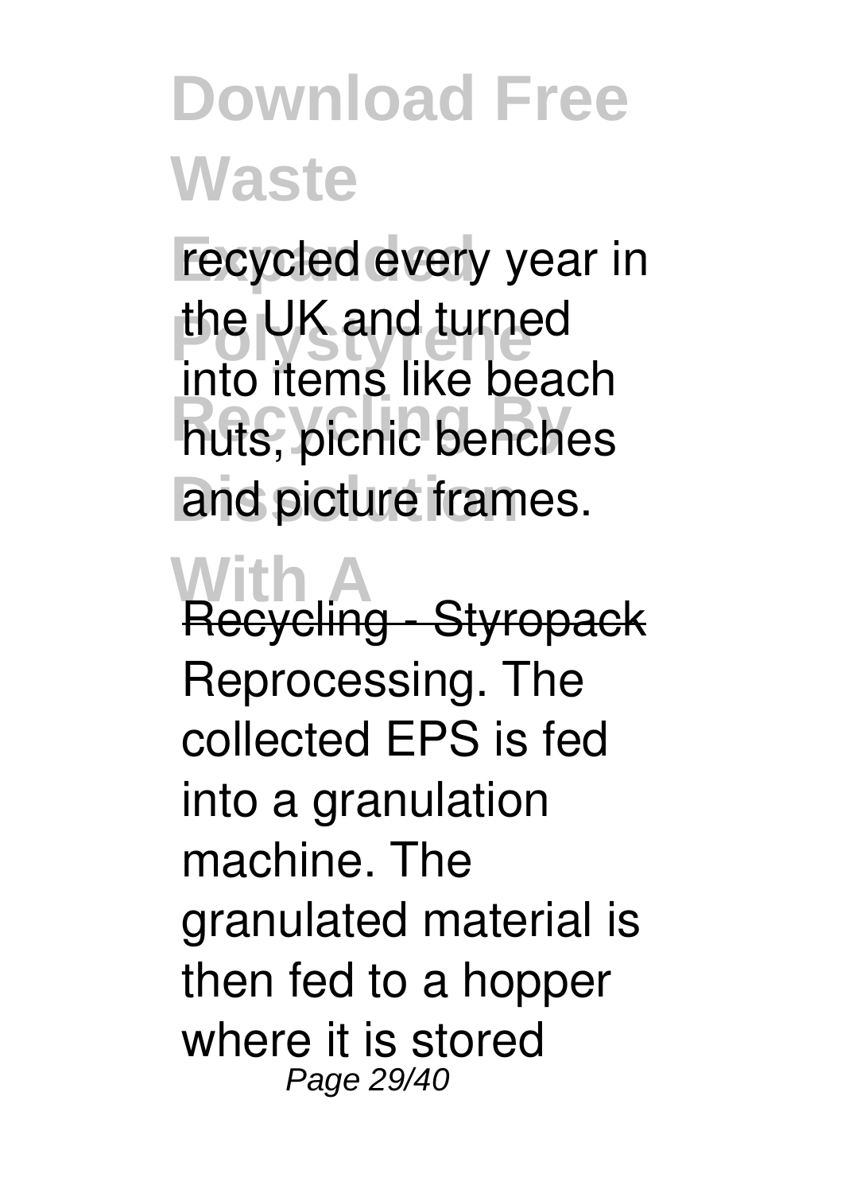recycled every year in the UK and turned into items like beach huts, picnic benches and picture frames.

Recycling - Styropack

Reprocessing. The collected EPS is fed into a granulation machine. The granulated material is then fed to a hopper where it is stored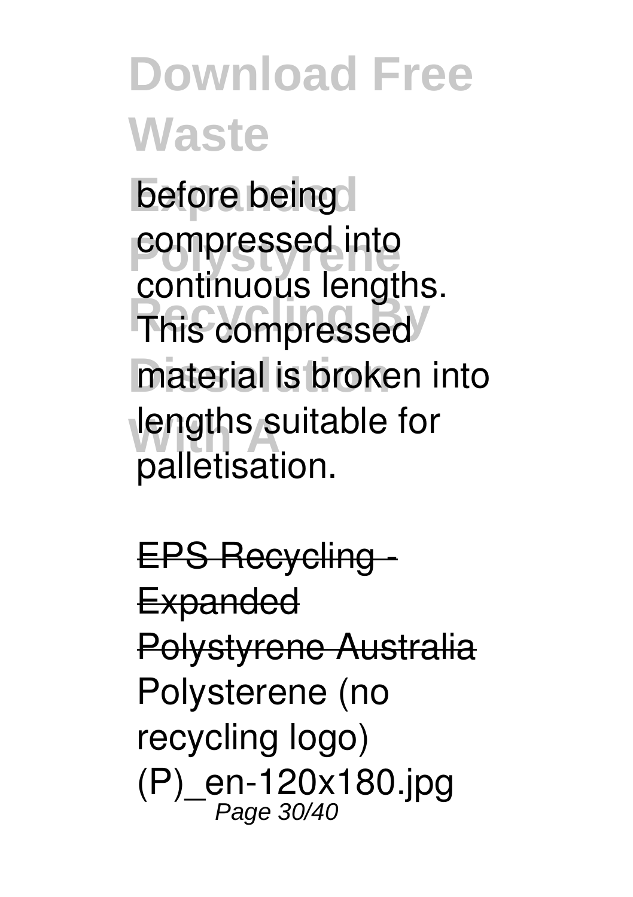before being compressed into continuous lengths. This compressed material is broken into lengths suitable for palletisation.

EPS Recycling - Expanded Polystyrene Australia

Polysterene (no recycling logo) (P)_en-120x180.jpg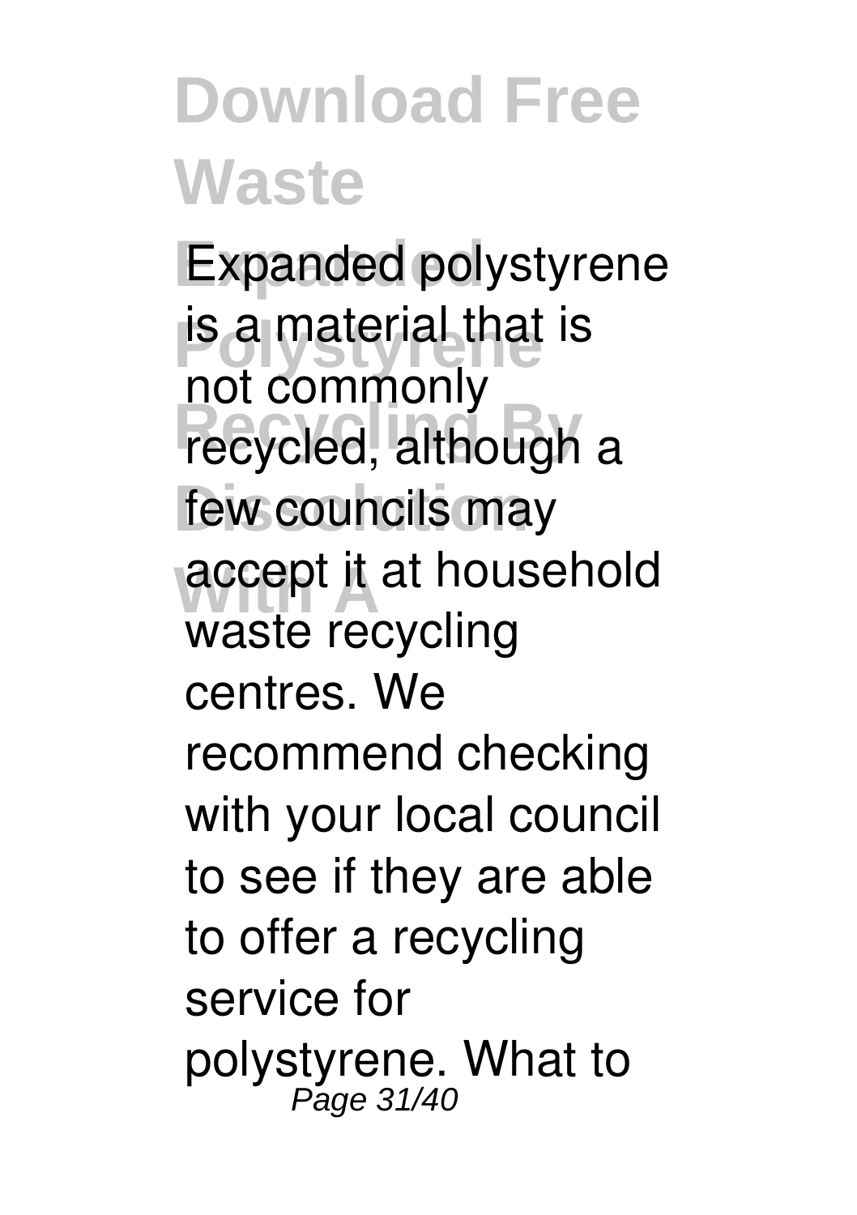Expanded polystyrene is a material that is not commonly recycled, although a few councils may accept it at household waste recycling centres. We recommend checking with your local council to see if they are able to offer a recycling service for polystyrene. What to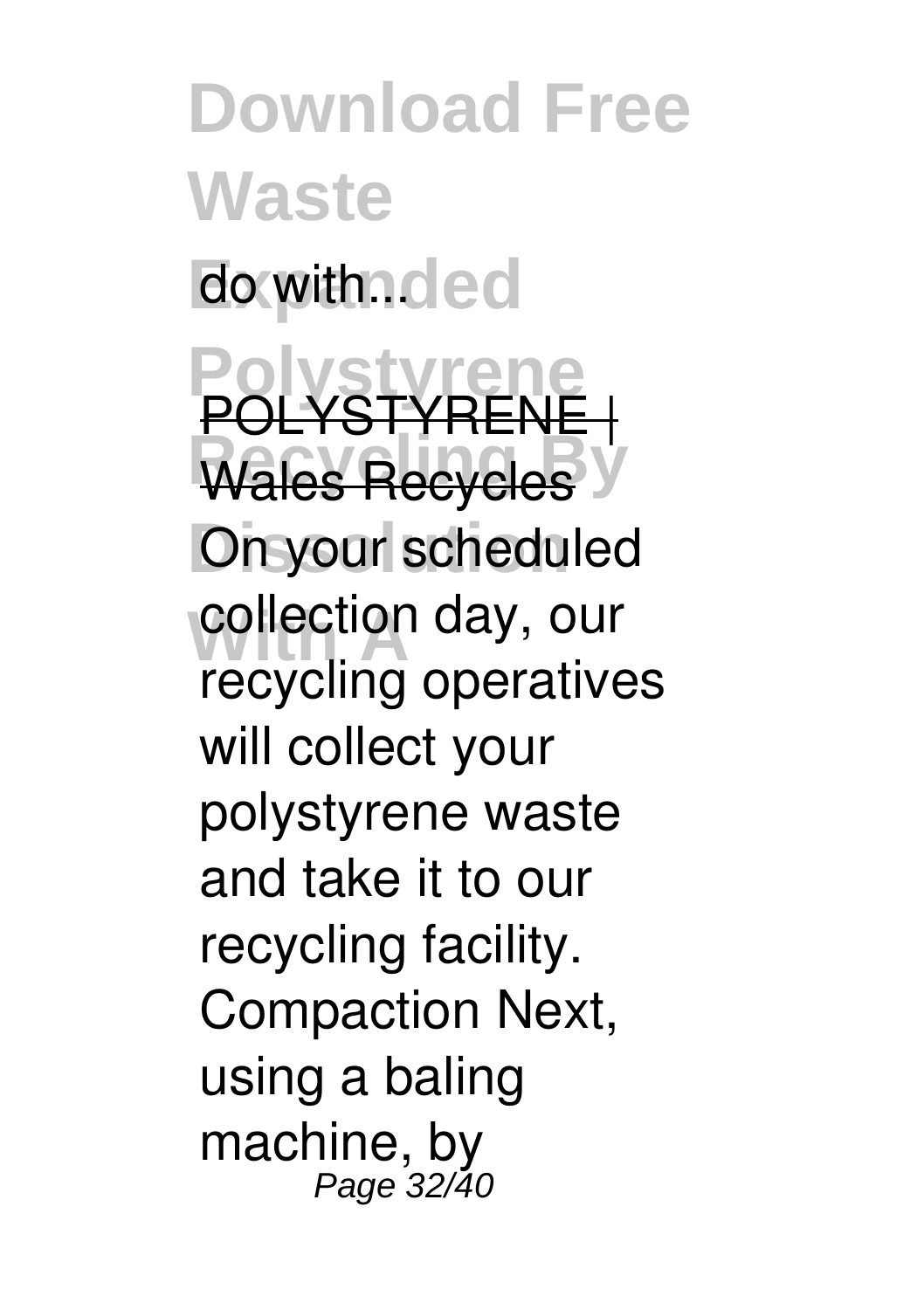do with...

POLYSTYRENE | Wales Recycles

On your scheduled collection day, our recycling operatives will collect your polystyrene waste and take it to our recycling facility. Compaction Next, using a baling machine, by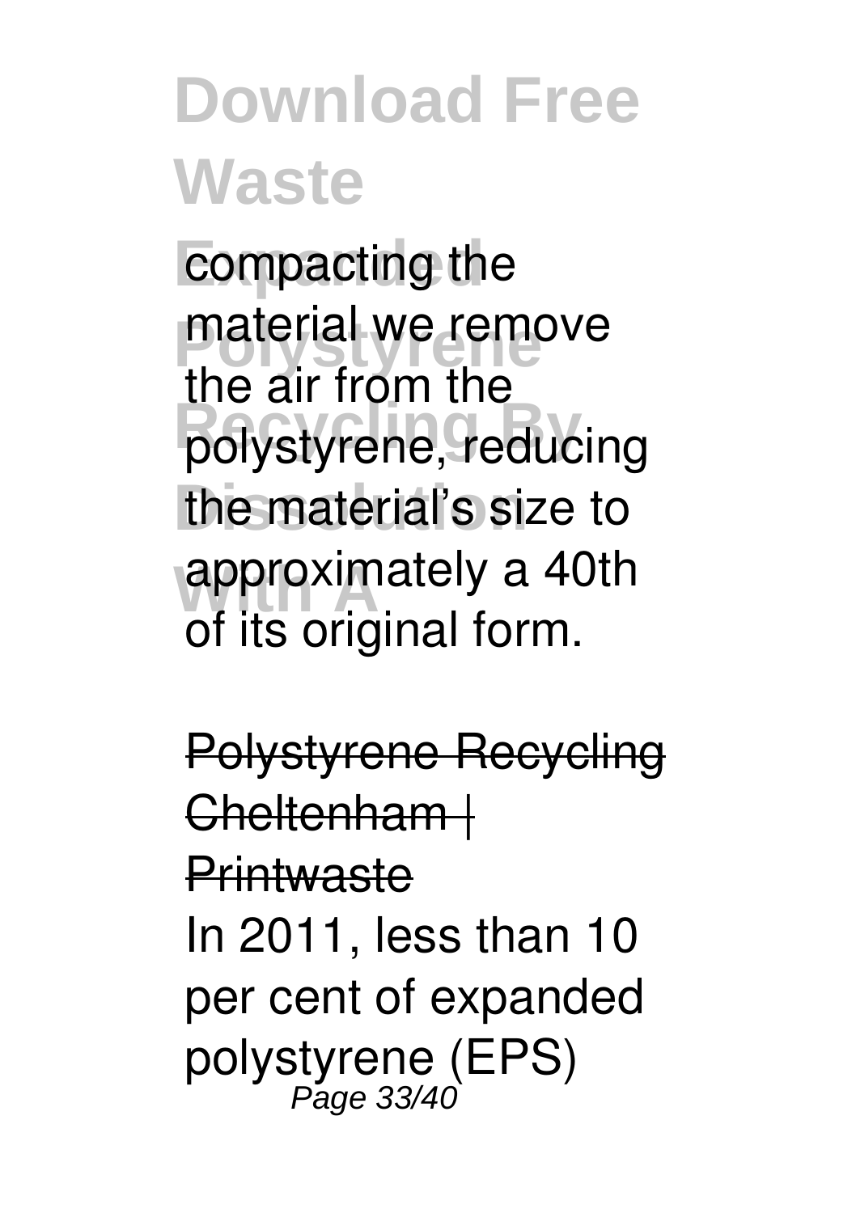compacting the material we remove the air from the polystyrene, reducing the material's size to approximately a 40th of its original form.

Polystyrene Recycling Cheltenham | Printwaste

In 2011, less than 10 per cent of expanded polystyrene (EPS)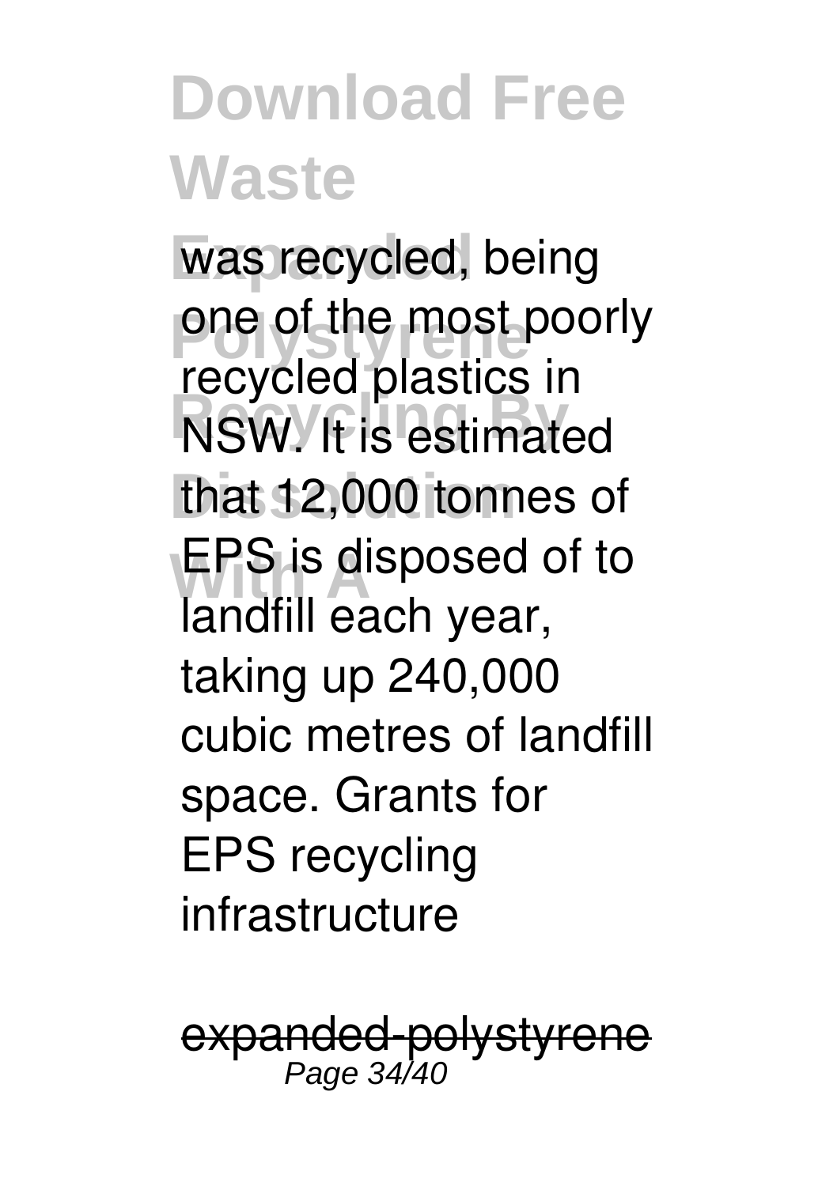was recycled, being one of the most poorly recycled plastics in NSW. It is estimated that 12,000 tonnes of EPS is disposed of to landfill each year, taking up 240,000 cubic metres of landfill space. Grants for EPS recycling infrastructure

~~expanded-polystyrene~~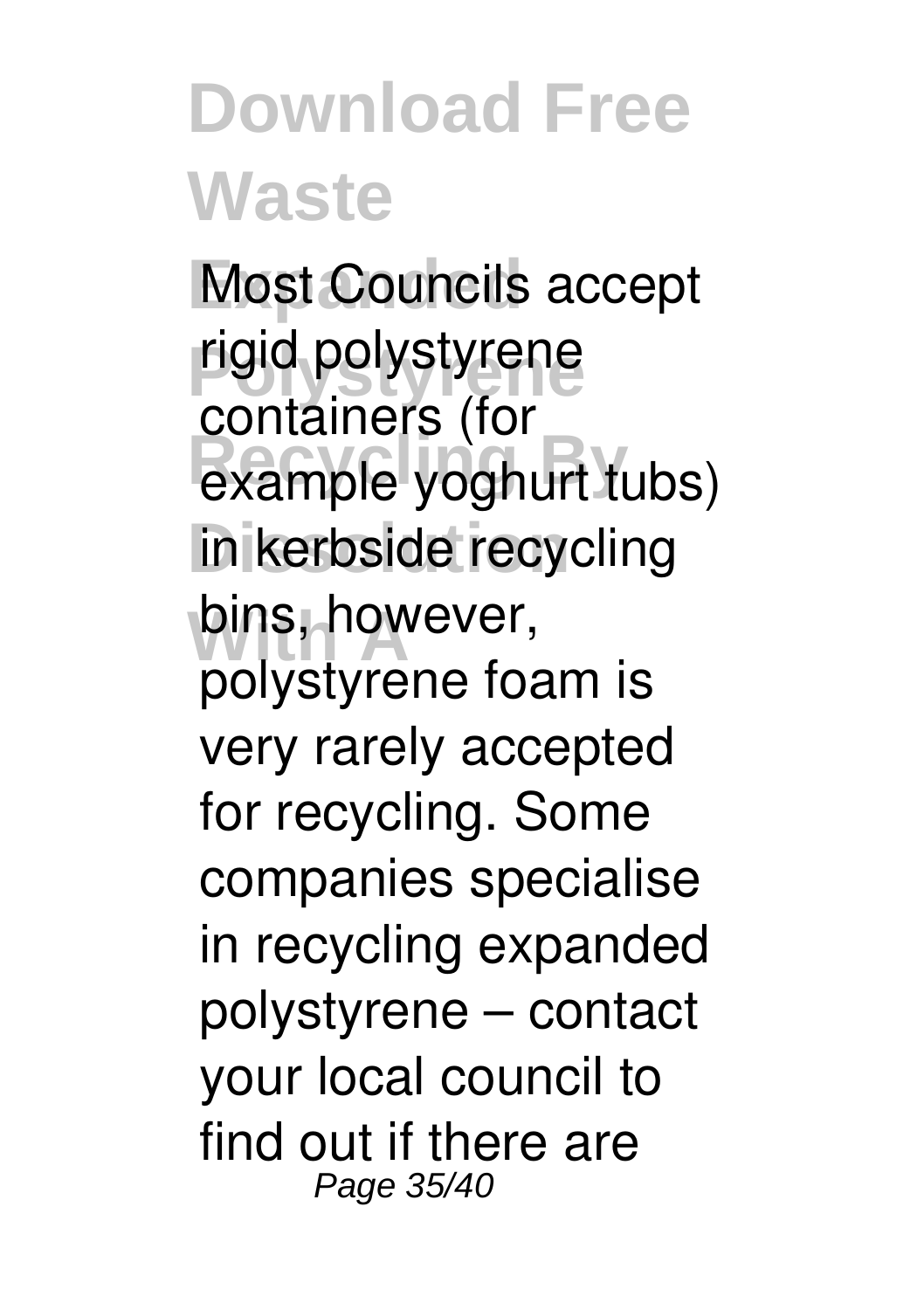Most Councils accept rigid polystyrene containers (for example yoghurt tubs) in kerbside recycling bins, however, polystyrene foam is very rarely accepted for recycling. Some companies specialise in recycling expanded polystyrene – contact your local council to find out if there are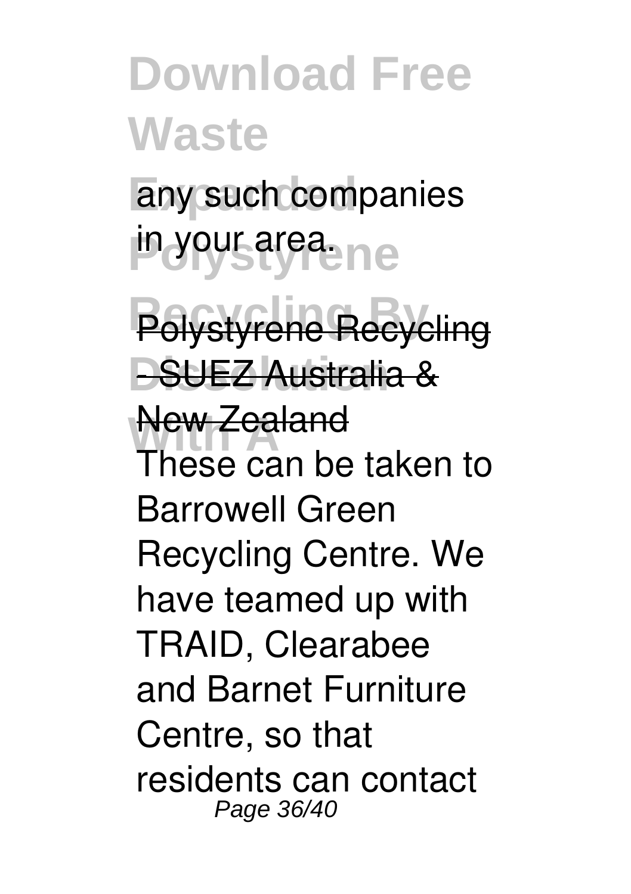any such companies in your area.

Polystyrene Recycling - SUEZ Australia & New Zealand

These can be taken to Barrowell Green Recycling Centre. We have teamed up with TRAID, Clearabee and Barnet Furniture Centre, so that residents can contact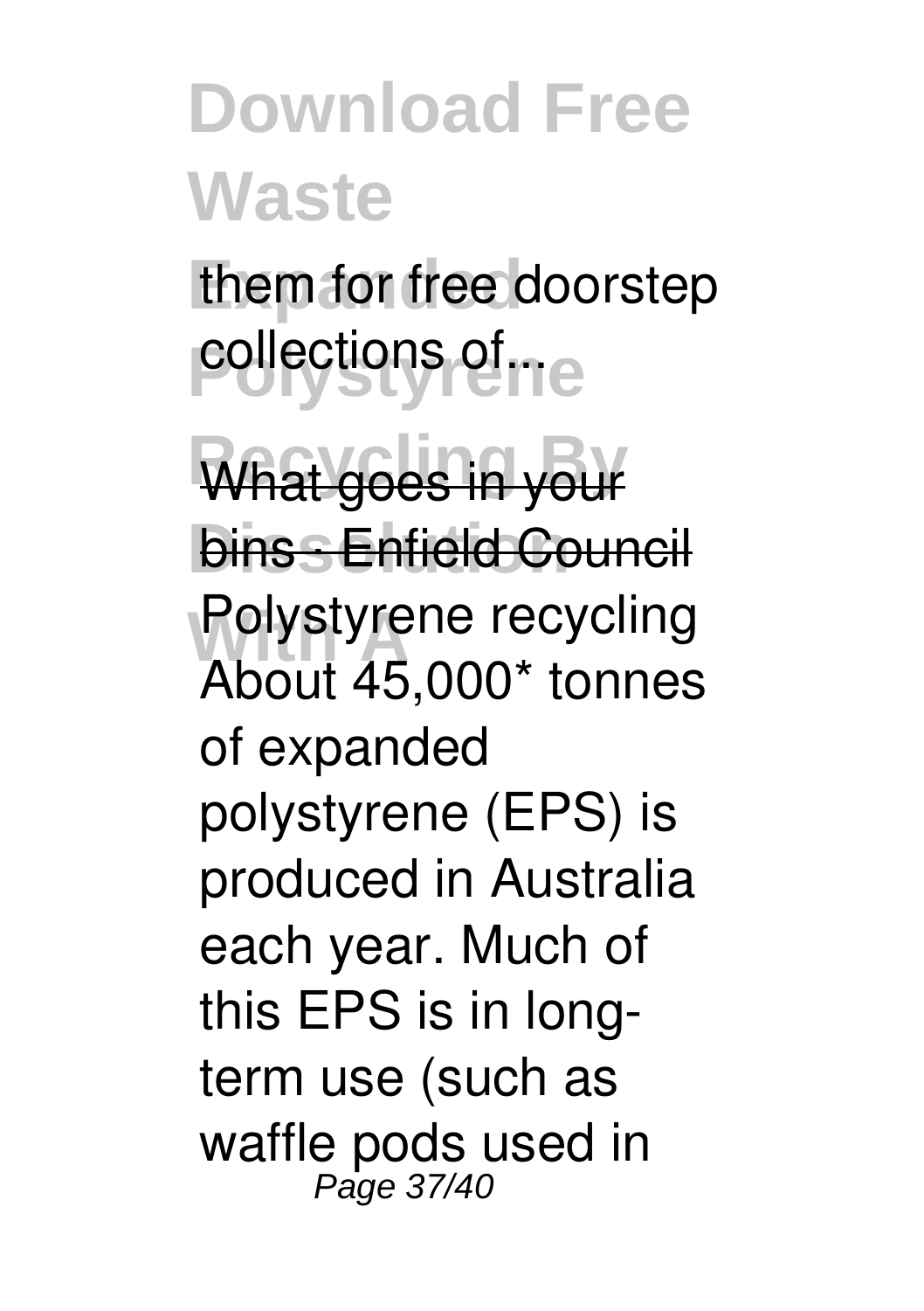them for free doorstep collections of...

What goes in your bins - Enfield Council

Polystyrene recycling About 45,000* tonnes of expanded polystyrene (EPS) is produced in Australia each year. Much of this EPS is in long-term use (such as waffle pods used in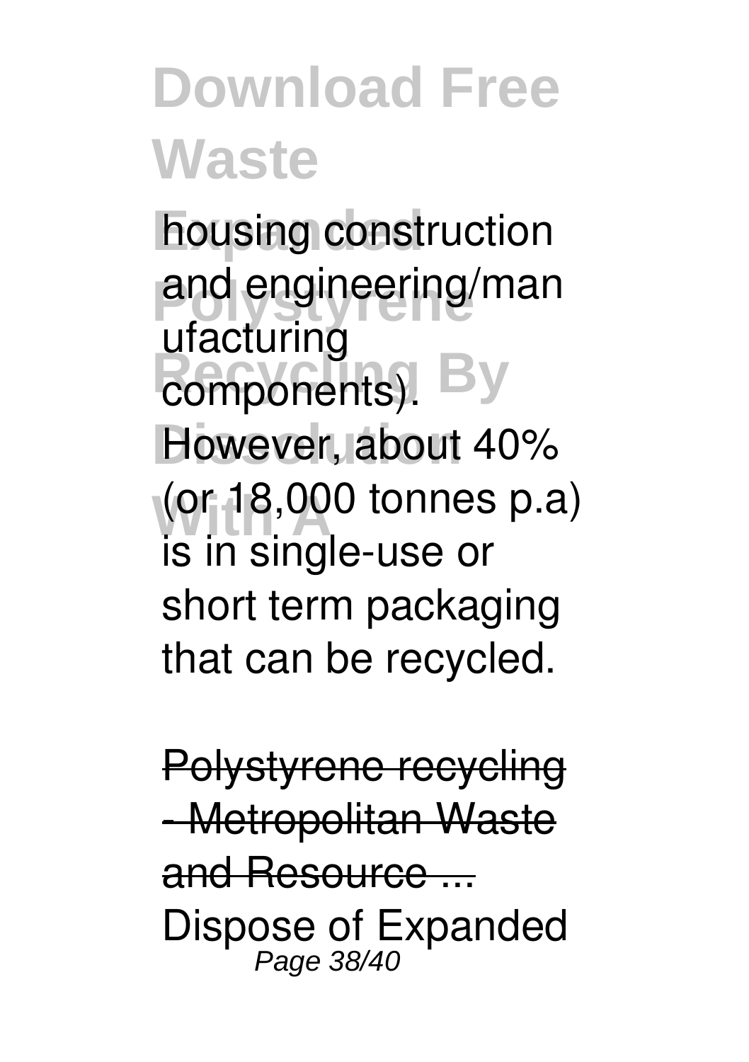housing construction and engineering/manufacturing components). However, about 40% (or 18,000 tonnes p.a) is in single-use or short term packaging that can be recycled.

Polystyrene recycling - Metropolitan Waste and Resource ...

Dispose of Expanded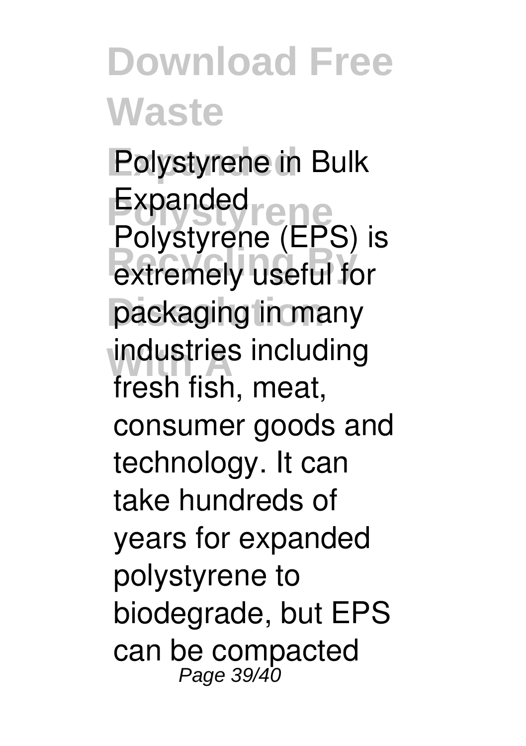Polystyrene in Bulk Expanded Polystyrene (EPS) is extremely useful for packaging in many industries including fresh fish, meat, consumer goods and technology. It can take hundreds of years for expanded polystyrene to biodegrade, but EPS can be compacted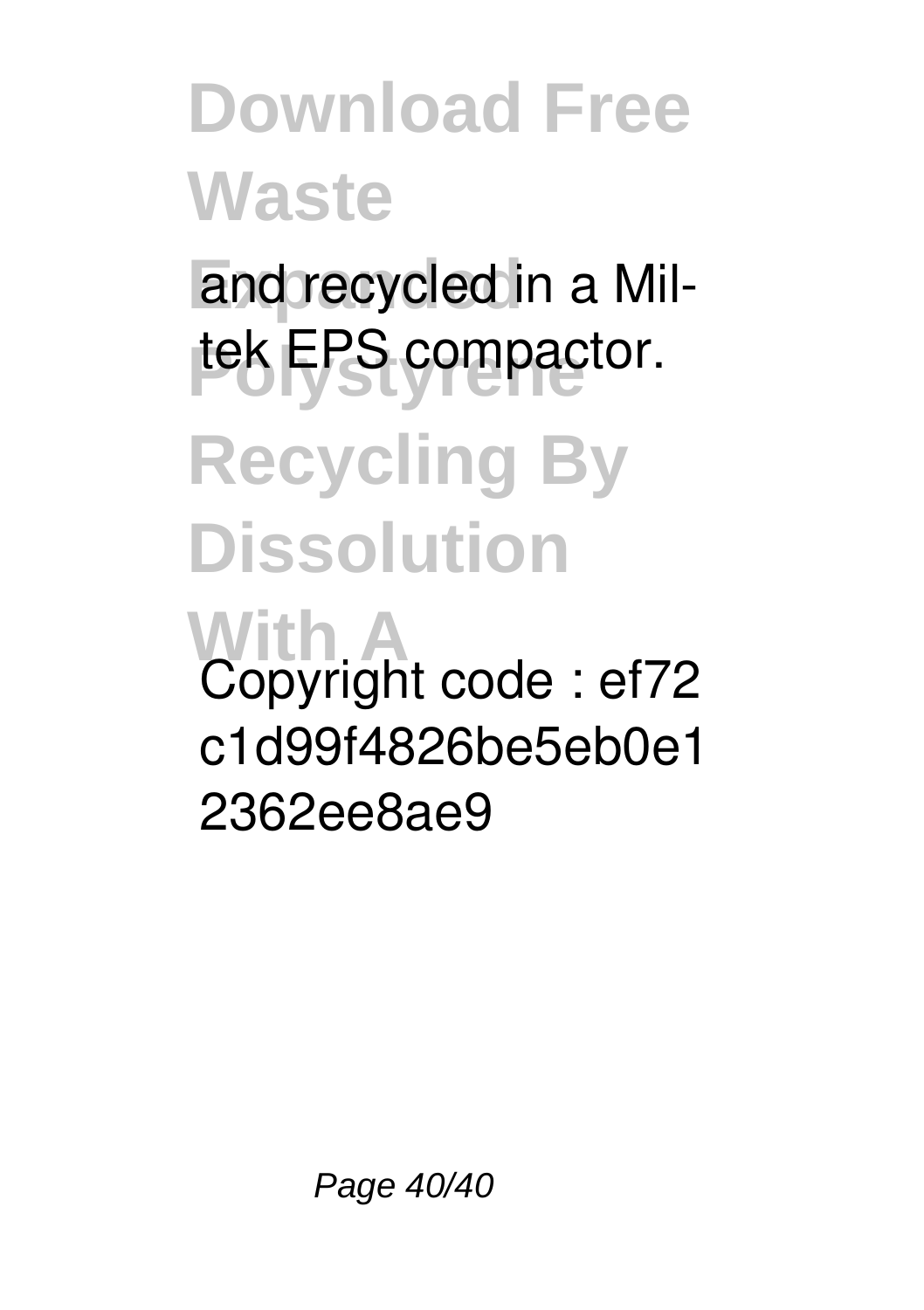and recycled in a Miltek EPS compactor.

Copyright code : ef72c1d99f4826be5eb0e12362ee8ae9